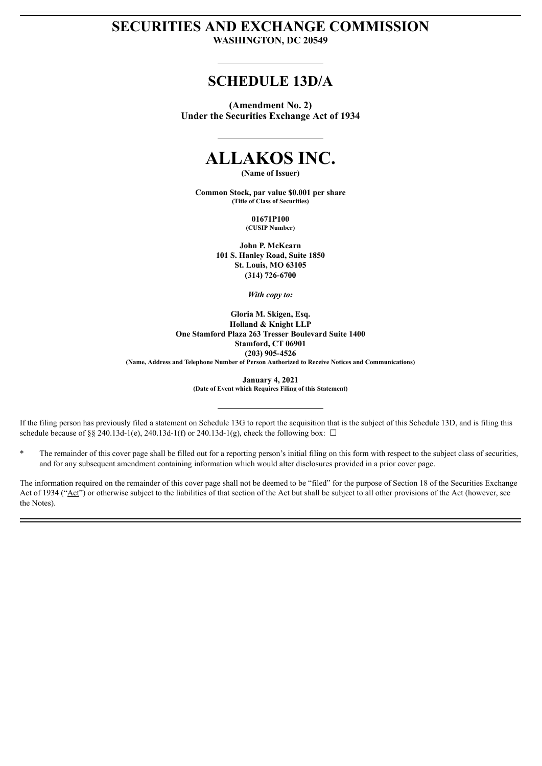# SECURITIES AND EXCHANGE COMMISSION

**WASHINGTON, DC 20549**

## SCHEDULE 13D/A

**(Amendment No. 2)**
**Under the Securities Exchange Act of 1934**

# ALLAKOS INC.

**(Name of Issuer)**

**Common Stock, par value $0.001 per share**
**(Title of Class of Securities)**

**01671P100**
**(CUSIP Number)**

**John P. McKearn**
**101 S. Hanley Road, Suite 1850**
**St. Louis, MO 63105**
**(314) 726-6700**

*With copy to:*

**Gloria M. Skigen, Esq.**
**Holland & Knight LLP**
**One Stamford Plaza 263 Tresser Boulevard Suite 1400**
**Stamford, CT 06901**
**(203) 905-4526**
**(Name, Address and Telephone Number of Person Authorized to Receive Notices and Communications)**

**January 4, 2021**
**(Date of Event which Requires Filing of this Statement)**

If the filing person has previously filed a statement on Schedule 13G to report the acquisition that is the subject of this Schedule 13D, and is filing this schedule because of §§ 240.13d-1(e), 240.13d-1(f) or 240.13d-1(g), check the following box: ☐

\* The remainder of this cover page shall be filled out for a reporting person's initial filing on this form with respect to the subject class of securities, and for any subsequent amendment containing information which would alter disclosures provided in a prior cover page.

The information required on the remainder of this cover page shall not be deemed to be "filed" for the purpose of Section 18 of the Securities Exchange Act of 1934 ("Act") or otherwise subject to the liabilities of that section of the Act but shall be subject to all other provisions of the Act (however, see the Notes).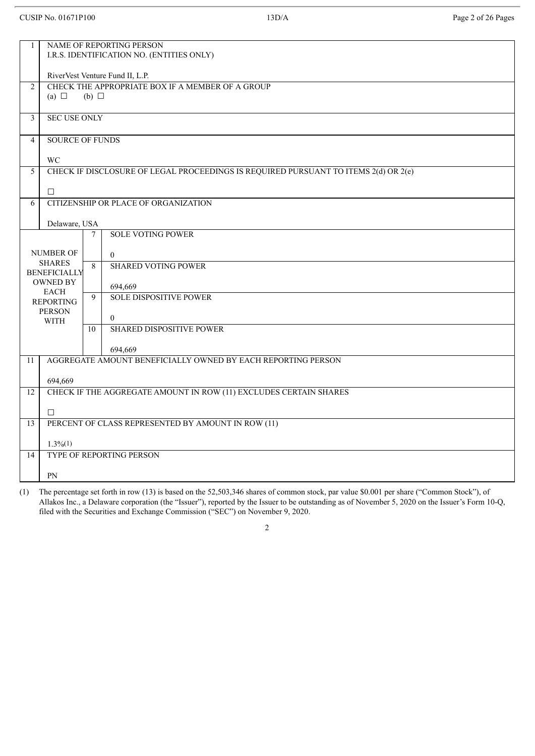| | | | |
|---|---|---|---|
| 1 | NAME OF REPORTING PERSON<br>I.R.S. IDENTIFICATION NO. (ENTITIES ONLY)<br><br>RiverVest Venture Fund II, L.P. | | |
| 2 | CHECK THE APPROPRIATE BOX IF A MEMBER OF A GROUP<br>(a) ☐ (b) ☐ | | |
| 3 | SEC USE ONLY | | |
| 4 | SOURCE OF FUNDS<br><br>WC | | |
| 5 | CHECK IF DISCLOSURE OF LEGAL PROCEEDINGS IS REQUIRED PURSUANT TO ITEMS 2(d) OR 2(e)<br><br>☐ | | |
| 6 | CITIZENSHIP OR PLACE OF ORGANIZATION<br><br>Delaware, USA | | |
| NUMBER OF SHARES BENEFICIALLY OWNED BY EACH REPORTING PERSON WITH | | 7 | SOLE VOTING POWER<br><br>0 |
| | | 8 | SHARED VOTING POWER<br><br>694,669 |
| | | 9 | SOLE DISPOSITIVE POWER<br><br>0 |
| | | 10 | SHARED DISPOSITIVE POWER<br><br>694,669 |
| 11 | AGGREGATE AMOUNT BENEFICIALLY OWNED BY EACH REPORTING PERSON<br><br>694,669 | | |
| 12 | CHECK IF THE AGGREGATE AMOUNT IN ROW (11) EXCLUDES CERTAIN SHARES<br><br>☐ | | |
| 13 | PERCENT OF CLASS REPRESENTED BY AMOUNT IN ROW (11)<br><br>1.3%(1) | | |
| 14 | TYPE OF REPORTING PERSON<br><br>PN | | |

(1) The percentage set forth in row (13) is based on the 52,503,346 shares of common stock, par value $0.001 per share ("Common Stock"), of Allakos Inc., a Delaware corporation (the "Issuer"), reported by the Issuer to be outstanding as of November 5, 2020 on the Issuer's Form 10-Q, filed with the Securities and Exchange Commission ("SEC") on November 9, 2020.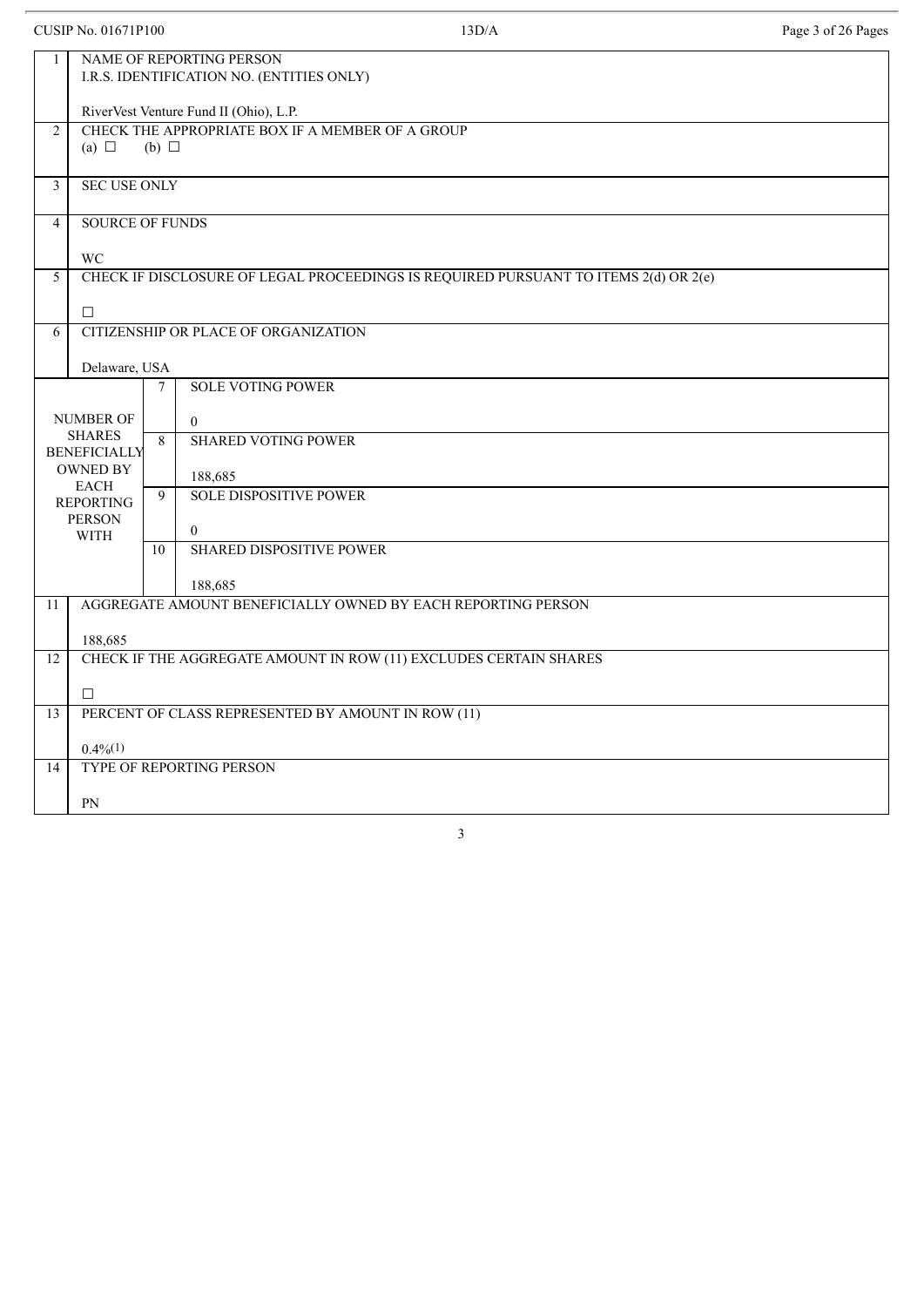CUSIP No. 01671P100 13D/A

| | |
|---|---|
| 1 | NAME OF REPORTING PERSON<br>I.R.S. IDENTIFICATION NO. (ENTITIES ONLY)<br><br>RiverVest Venture Fund II (Ohio), L.P. |
| 2 | CHECK THE APPROPRIATE BOX IF A MEMBER OF A GROUP<br>(a) ☐ (b) ☐ |
| 3 | SEC USE ONLY |
| 4 | SOURCE OF FUNDS<br><br>WC |
| 5 | CHECK IF DISCLOSURE OF LEGAL PROCEEDINGS IS REQUIRED PURSUANT TO ITEMS 2(d) OR 2(e)<br><br>☐ |
| 6 | CITIZENSHIP OR PLACE OF ORGANIZATION<br><br>Delaware, USA |

| NUMBER OF SHARES BENEFICIALLY OWNED BY EACH REPORTING PERSON WITH | | |
|---|---|---|
| | 7 | SOLE VOTING POWER<br><br>0 |
| | 8 | SHARED VOTING POWER<br><br>188,685 |
| | 9 | SOLE DISPOSITIVE POWER<br><br>0 |
| | 10 | SHARED DISPOSITIVE POWER<br><br>188,685 |

| | |
|---|---|
| 11 | AGGREGATE AMOUNT BENEFICIALLY OWNED BY EACH REPORTING PERSON<br><br>188,685 |
| 12 | CHECK IF THE AGGREGATE AMOUNT IN ROW (11) EXCLUDES CERTAIN SHARES<br><br>☐ |
| 13 | PERCENT OF CLASS REPRESENTED BY AMOUNT IN ROW (11)<br><br>0.4%(1) |
| 14 | TYPE OF REPORTING PERSON<br><br>PN |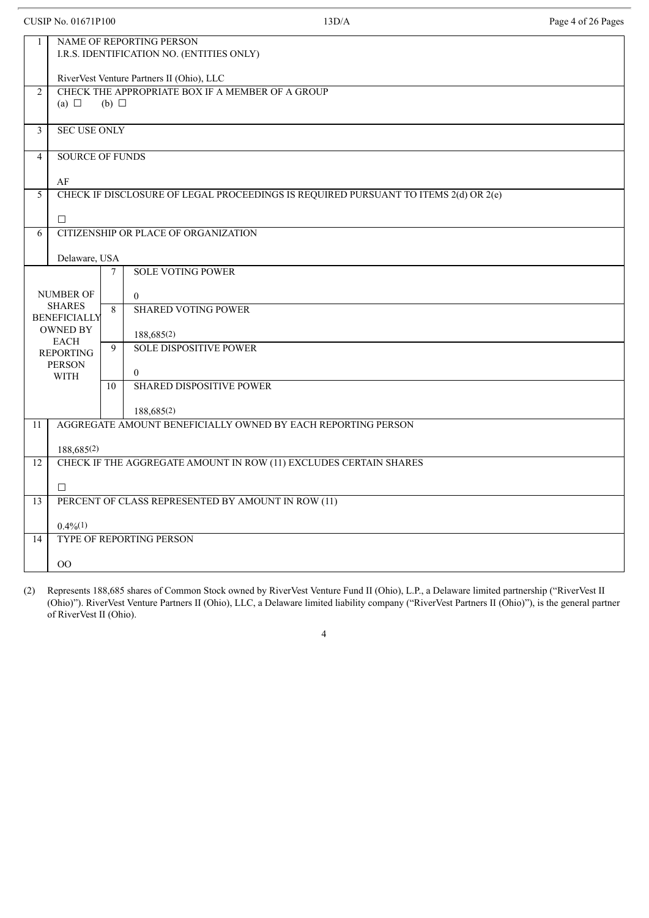| 1 | NAME OF REPORTING PERSON<br>I.R.S. IDENTIFICATION NO. (ENTITIES ONLY)<br><br>RiverVest Venture Partners II (Ohio), LLC | | |
|---|---|---|---|
| 2 | CHECK THE APPROPRIATE BOX IF A MEMBER OF A GROUP<br>(a) ☐ (b) ☐ | | |
| 3 | SEC USE ONLY | | |
| 4 | SOURCE OF FUNDS<br><br>AF | | |
| 5 | CHECK IF DISCLOSURE OF LEGAL PROCEEDINGS IS REQUIRED PURSUANT TO ITEMS 2(d) OR 2(e)<br><br>☐ | | |
| 6 | CITIZENSHIP OR PLACE OF ORGANIZATION<br><br>Delaware, USA | | |
| NUMBER OF SHARES BENEFICIALLY OWNED BY EACH REPORTING PERSON WITH | | 7 | SOLE VOTING POWER<br><br>0 |
| | | 8 | SHARED VOTING POWER<br><br>188,685(2) |
| | | 9 | SOLE DISPOSITIVE POWER<br><br>0 |
| | | 10 | SHARED DISPOSITIVE POWER<br><br>188,685(2) |
| 11 | AGGREGATE AMOUNT BENEFICIALLY OWNED BY EACH REPORTING PERSON<br><br>188,685(2) | | |
| 12 | CHECK IF THE AGGREGATE AMOUNT IN ROW (11) EXCLUDES CERTAIN SHARES<br><br>☐ | | |
| 13 | PERCENT OF CLASS REPRESENTED BY AMOUNT IN ROW (11)<br><br>0.4%(1) | | |
| 14 | TYPE OF REPORTING PERSON<br><br>OO | | |

(2) Represents 188,685 shares of Common Stock owned by RiverVest Venture Fund II (Ohio), L.P., a Delaware limited partnership ("RiverVest II (Ohio)"). RiverVest Venture Partners II (Ohio), LLC, a Delaware limited liability company ("RiverVest Partners II (Ohio)"), is the general partner of RiverVest II (Ohio).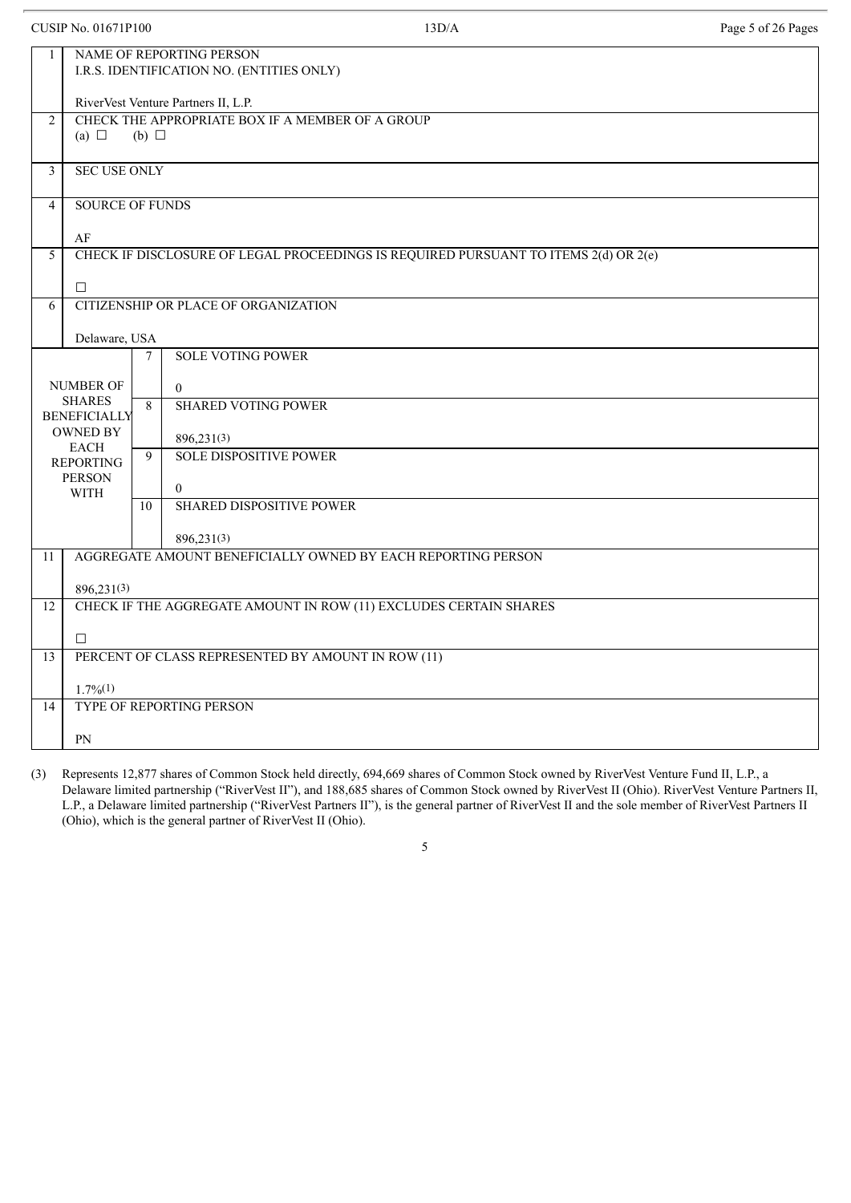CUSIP No. 01671P100 13D/A

| | | | |
|---|---|---|---|
| 1 | NAME OF REPORTING PERSON<br>I.R.S. IDENTIFICATION NO. (ENTITIES ONLY)<br><br>RiverVest Venture Partners II, L.P. | | |
| 2 | CHECK THE APPROPRIATE BOX IF A MEMBER OF A GROUP<br>(a) ☐ (b) ☐ | | |
| 3 | SEC USE ONLY | | |
| 4 | SOURCE OF FUNDS<br><br>AF | | |
| 5 | CHECK IF DISCLOSURE OF LEGAL PROCEEDINGS IS REQUIRED PURSUANT TO ITEMS 2(d) OR 2(e)<br><br>☐ | | |
| 6 | CITIZENSHIP OR PLACE OF ORGANIZATION<br><br>Delaware, USA | | |
| NUMBER OF SHARES BENEFICIALLY OWNED BY EACH REPORTING PERSON WITH | | 7 | SOLE VOTING POWER<br><br>0 |
| | | 8 | SHARED VOTING POWER<br><br>896,231(3) |
| | | 9 | SOLE DISPOSITIVE POWER<br><br>0 |
| | | 10 | SHARED DISPOSITIVE POWER<br><br>896,231(3) |
| 11 | AGGREGATE AMOUNT BENEFICIALLY OWNED BY EACH REPORTING PERSON<br><br>896,231(3) | | |
| 12 | CHECK IF THE AGGREGATE AMOUNT IN ROW (11) EXCLUDES CERTAIN SHARES<br><br>☐ | | |
| 13 | PERCENT OF CLASS REPRESENTED BY AMOUNT IN ROW (11)<br><br>1.7%(1) | | |
| 14 | TYPE OF REPORTING PERSON<br><br>PN | | |

(3) Represents 12,877 shares of Common Stock held directly, 694,669 shares of Common Stock owned by RiverVest Venture Fund II, L.P., a Delaware limited partnership ("RiverVest II"), and 188,685 shares of Common Stock owned by RiverVest II (Ohio). RiverVest Venture Partners II, L.P., a Delaware limited partnership ("RiverVest Partners II"), is the general partner of RiverVest II and the sole member of RiverVest Partners II (Ohio), which is the general partner of RiverVest II (Ohio).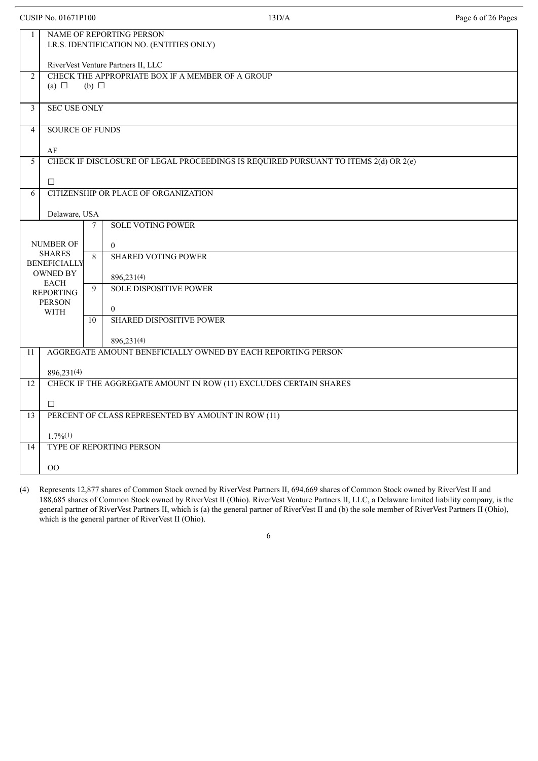| | | | |
|---|---|---|---|
| 1 | NAME OF REPORTING PERSON<br>I.R.S. IDENTIFICATION NO. (ENTITIES ONLY)<br><br>RiverVest Venture Partners II, LLC | | |
| 2 | CHECK THE APPROPRIATE BOX IF A MEMBER OF A GROUP<br>(a) ☐ (b) ☐ | | |
| 3 | SEC USE ONLY | | |
| 4 | SOURCE OF FUNDS<br><br>AF | | |
| 5 | CHECK IF DISCLOSURE OF LEGAL PROCEEDINGS IS REQUIRED PURSUANT TO ITEMS 2(d) OR 2(e)<br><br>☐ | | |
| 6 | CITIZENSHIP OR PLACE OF ORGANIZATION<br><br>Delaware, USA | | |
| NUMBER OF SHARES BENEFICIALLY OWNED BY EACH REPORTING PERSON WITH | | 7 | SOLE VOTING POWER<br><br>0 |
| | | 8 | SHARED VOTING POWER<br><br>896,231(4) |
| | | 9 | SOLE DISPOSITIVE POWER<br><br>0 |
| | | 10 | SHARED DISPOSITIVE POWER<br><br>896,231(4) |
| 11 | AGGREGATE AMOUNT BENEFICIALLY OWNED BY EACH REPORTING PERSON<br><br>896,231(4) | | |
| 12 | CHECK IF THE AGGREGATE AMOUNT IN ROW (11) EXCLUDES CERTAIN SHARES<br><br>☐ | | |
| 13 | PERCENT OF CLASS REPRESENTED BY AMOUNT IN ROW (11)<br><br>1.7%(1) | | |
| 14 | TYPE OF REPORTING PERSON<br><br>OO | | |

(4) Represents 12,877 shares of Common Stock owned by RiverVest Partners II, 694,669 shares of Common Stock owned by RiverVest II and 188,685 shares of Common Stock owned by RiverVest II (Ohio). RiverVest Venture Partners II, LLC, a Delaware limited liability company, is the general partner of RiverVest Partners II, which is (a) the general partner of RiverVest II and (b) the sole member of RiverVest Partners II (Ohio), which is the general partner of RiverVest II (Ohio).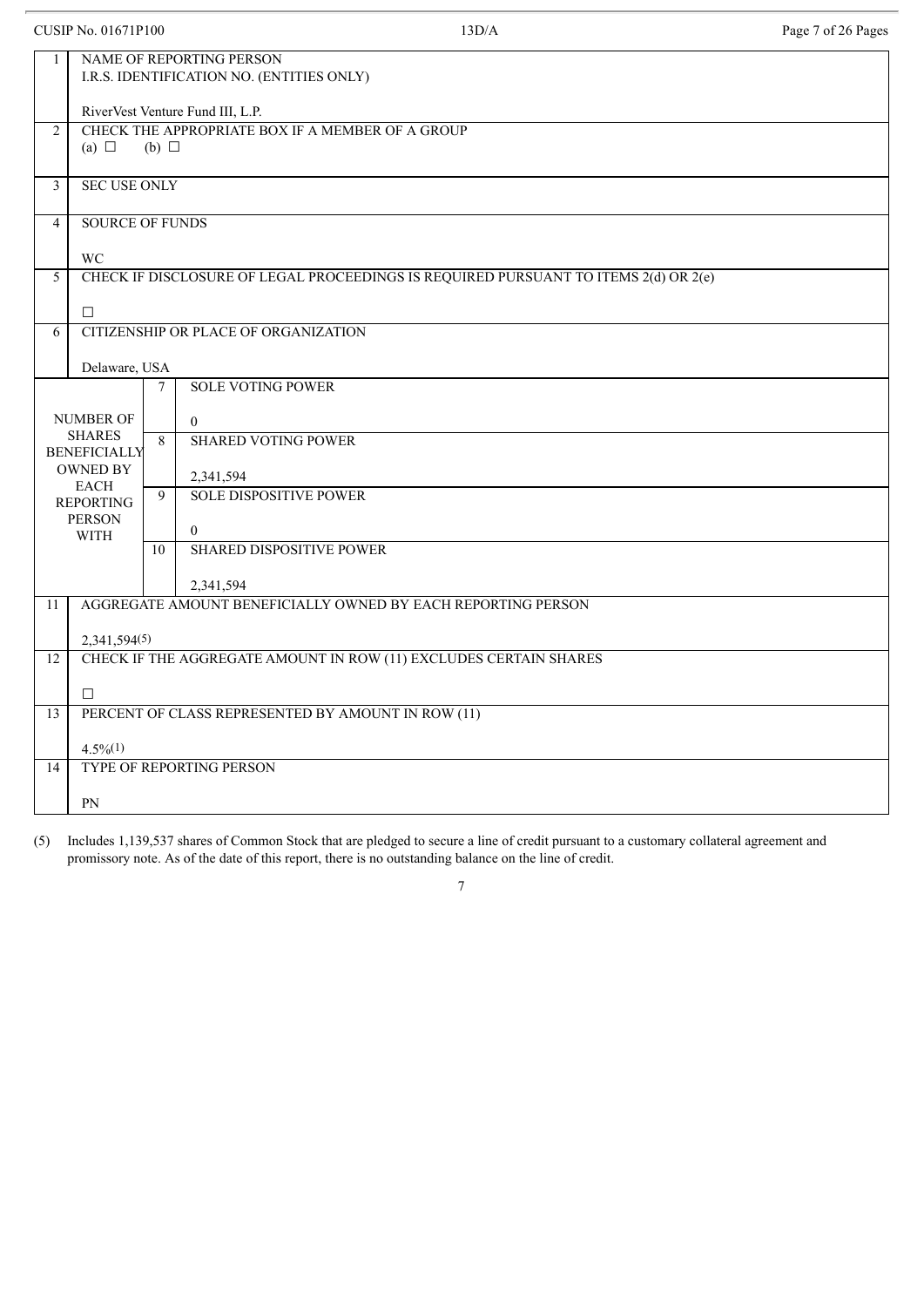| 1 | NAME OF REPORTING PERSON<br>I.R.S. IDENTIFICATION NO. (ENTITIES ONLY)<br><br>RiverVest Venture Fund III, L.P. | |
|---|---|---|
| 2 | CHECK THE APPROPRIATE BOX IF A MEMBER OF A GROUP<br>(a) ☐ (b) ☐ | |
| 3 | SEC USE ONLY | |
| 4 | SOURCE OF FUNDS<br><br>WC | |
| 5 | CHECK IF DISCLOSURE OF LEGAL PROCEEDINGS IS REQUIRED PURSUANT TO ITEMS 2(d) OR 2(e)<br><br>☐ | |
| 6 | CITIZENSHIP OR PLACE OF ORGANIZATION<br><br>Delaware, USA | |
| NUMBER OF SHARES BENEFICIALLY OWNED BY EACH REPORTING PERSON WITH | 7 | SOLE VOTING POWER<br><br>0 |
| | 8 | SHARED VOTING POWER<br><br>2,341,594 |
| | 9 | SOLE DISPOSITIVE POWER<br><br>0 |
| | 10 | SHARED DISPOSITIVE POWER<br><br>2,341,594 |
| 11 | AGGREGATE AMOUNT BENEFICIALLY OWNED BY EACH REPORTING PERSON<br><br>2,341,594(5) | |
| 12 | CHECK IF THE AGGREGATE AMOUNT IN ROW (11) EXCLUDES CERTAIN SHARES<br><br>☐ | |
| 13 | PERCENT OF CLASS REPRESENTED BY AMOUNT IN ROW (11)<br><br>4.5%(1) | |
| 14 | TYPE OF REPORTING PERSON<br><br>PN | |

(5) Includes 1,139,537 shares of Common Stock that are pledged to secure a line of credit pursuant to a customary collateral agreement and promissory note. As of the date of this report, there is no outstanding balance on the line of credit.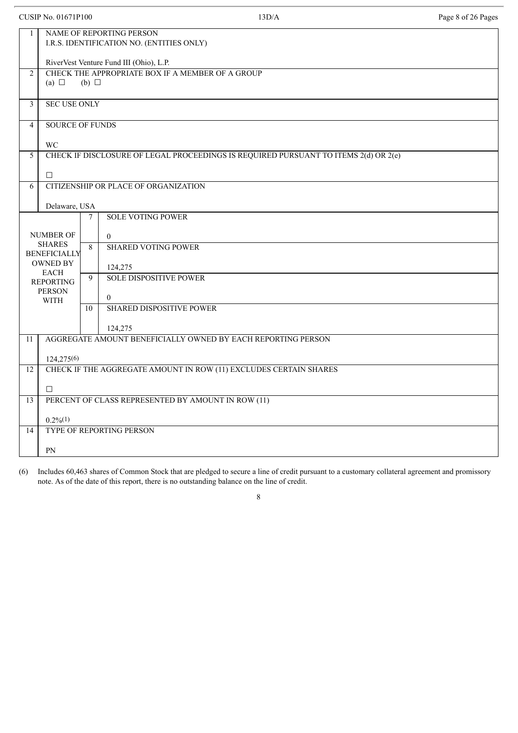| | | | |
|---|---|---|---|
| 1 | NAME OF REPORTING PERSON<br>I.R.S. IDENTIFICATION NO. (ENTITIES ONLY)<br><br>RiverVest Venture Fund III (Ohio), L.P. | | |
| 2 | CHECK THE APPROPRIATE BOX IF A MEMBER OF A GROUP<br>(a) ☐ (b) ☐ | | |
| 3 | SEC USE ONLY | | |
| 4 | SOURCE OF FUNDS<br><br>WC | | |
| 5 | CHECK IF DISCLOSURE OF LEGAL PROCEEDINGS IS REQUIRED PURSUANT TO ITEMS 2(d) OR 2(e)<br><br>☐ | | |
| 6 | CITIZENSHIP OR PLACE OF ORGANIZATION<br><br>Delaware, USA | | |
| NUMBER OF SHARES BENEFICIALLY OWNED BY EACH REPORTING PERSON WITH | | 7 | SOLE VOTING POWER<br><br>0 |
| | | 8 | SHARED VOTING POWER<br><br>124,275 |
| | | 9 | SOLE DISPOSITIVE POWER<br><br>0 |
| | | 10 | SHARED DISPOSITIVE POWER<br><br>124,275 |
| 11 | AGGREGATE AMOUNT BENEFICIALLY OWNED BY EACH REPORTING PERSON<br><br>124,275(6) | | |
| 12 | CHECK IF THE AGGREGATE AMOUNT IN ROW (11) EXCLUDES CERTAIN SHARES<br><br>☐ | | |
| 13 | PERCENT OF CLASS REPRESENTED BY AMOUNT IN ROW (11)<br><br>0.2%(1) | | |
| 14 | TYPE OF REPORTING PERSON<br><br>PN | | |

(6) Includes 60,463 shares of Common Stock that are pledged to secure a line of credit pursuant to a customary collateral agreement and promissory note. As of the date of this report, there is no outstanding balance on the line of credit.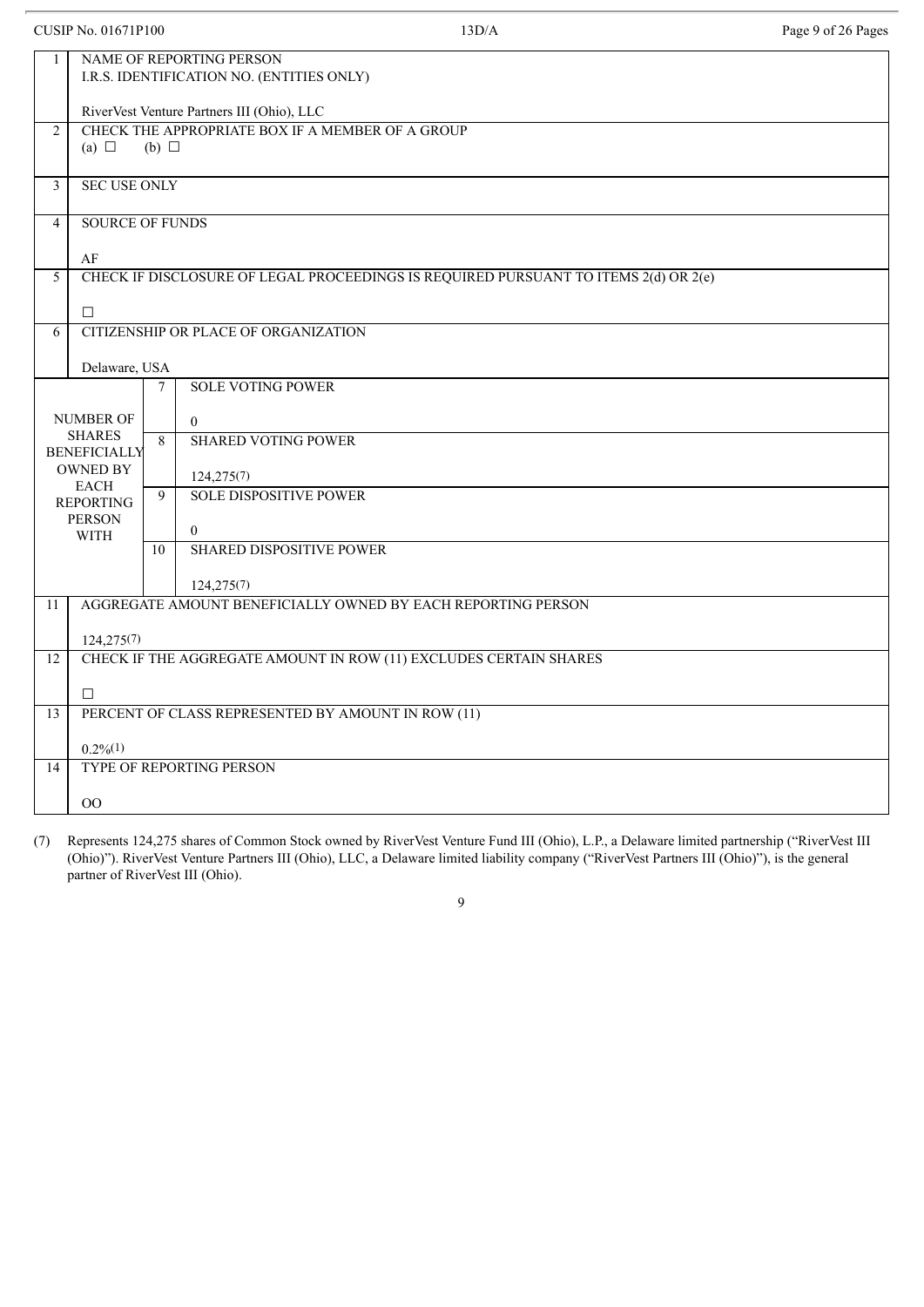| | | | |
|---|---|---|---|
| 1 | NAME OF REPORTING PERSON<br>I.R.S. IDENTIFICATION NO. (ENTITIES ONLY)<br><br>RiverVest Venture Partners III (Ohio), LLC | | |
| 2 | CHECK THE APPROPRIATE BOX IF A MEMBER OF A GROUP<br>(a) ☐ (b) ☐ | | |
| 3 | SEC USE ONLY | | |
| 4 | SOURCE OF FUNDS<br><br>AF | | |
| 5 | CHECK IF DISCLOSURE OF LEGAL PROCEEDINGS IS REQUIRED PURSUANT TO ITEMS 2(d) OR 2(e)<br><br>☐ | | |
| 6 | CITIZENSHIP OR PLACE OF ORGANIZATION<br><br>Delaware, USA | | |
| NUMBER OF SHARES BENEFICIALLY OWNED BY EACH REPORTING PERSON WITH | | 7 | SOLE VOTING POWER<br><br>0 |
| | | 8 | SHARED VOTING POWER<br><br>124,275(7) |
| | | 9 | SOLE DISPOSITIVE POWER<br><br>0 |
| | | 10 | SHARED DISPOSITIVE POWER<br><br>124,275(7) |
| 11 | AGGREGATE AMOUNT BENEFICIALLY OWNED BY EACH REPORTING PERSON<br><br>124,275(7) | | |
| 12 | CHECK IF THE AGGREGATE AMOUNT IN ROW (11) EXCLUDES CERTAIN SHARES<br><br>☐ | | |
| 13 | PERCENT OF CLASS REPRESENTED BY AMOUNT IN ROW (11)<br><br>0.2%(1) | | |
| 14 | TYPE OF REPORTING PERSON<br><br>OO | | |

(7) Represents 124,275 shares of Common Stock owned by RiverVest Venture Fund III (Ohio), L.P., a Delaware limited partnership ("RiverVest III (Ohio)"). RiverVest Venture Partners III (Ohio), LLC, a Delaware limited liability company ("RiverVest Partners III (Ohio)"), is the general partner of RiverVest III (Ohio).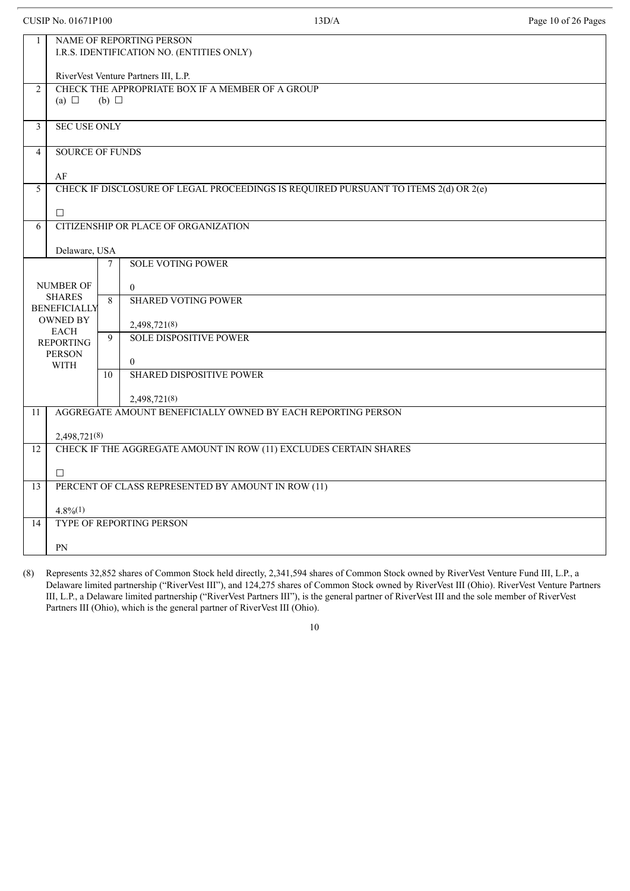| 1 | NAME OF REPORTING PERSON<br>I.R.S. IDENTIFICATION NO. (ENTITIES ONLY)<br><br>RiverVest Venture Partners III, L.P. | |
|---|---|---|
| 2 | CHECK THE APPROPRIATE BOX IF A MEMBER OF A GROUP<br>(a) ☐ (b) ☐ | |
| 3 | SEC USE ONLY | |
| 4 | SOURCE OF FUNDS<br><br>AF | |
| 5 | CHECK IF DISCLOSURE OF LEGAL PROCEEDINGS IS REQUIRED PURSUANT TO ITEMS 2(d) OR 2(e)<br><br>☐ | |
| 6 | CITIZENSHIP OR PLACE OF ORGANIZATION<br><br>Delaware, USA | |
| NUMBER OF SHARES BENEFICIALLY OWNED BY EACH REPORTING PERSON WITH | 7 | SOLE VOTING POWER<br><br>0 |
| | 8 | SHARED VOTING POWER<br><br>2,498,721(8) |
| | 9 | SOLE DISPOSITIVE POWER<br><br>0 |
| | 10 | SHARED DISPOSITIVE POWER<br><br>2,498,721(8) |
| 11 | AGGREGATE AMOUNT BENEFICIALLY OWNED BY EACH REPORTING PERSON<br><br>2,498,721(8) | |
| 12 | CHECK IF THE AGGREGATE AMOUNT IN ROW (11) EXCLUDES CERTAIN SHARES<br><br>☐ | |
| 13 | PERCENT OF CLASS REPRESENTED BY AMOUNT IN ROW (11)<br><br>4.8%(1) | |
| 14 | TYPE OF REPORTING PERSON<br><br>PN | |

(8) Represents 32,852 shares of Common Stock held directly, 2,341,594 shares of Common Stock owned by RiverVest Venture Fund III, L.P., a Delaware limited partnership ("RiverVest III"), and 124,275 shares of Common Stock owned by RiverVest III (Ohio). RiverVest Venture Partners III, L.P., a Delaware limited partnership ("RiverVest Partners III"), is the general partner of RiverVest III and the sole member of RiverVest Partners III (Ohio), which is the general partner of RiverVest III (Ohio).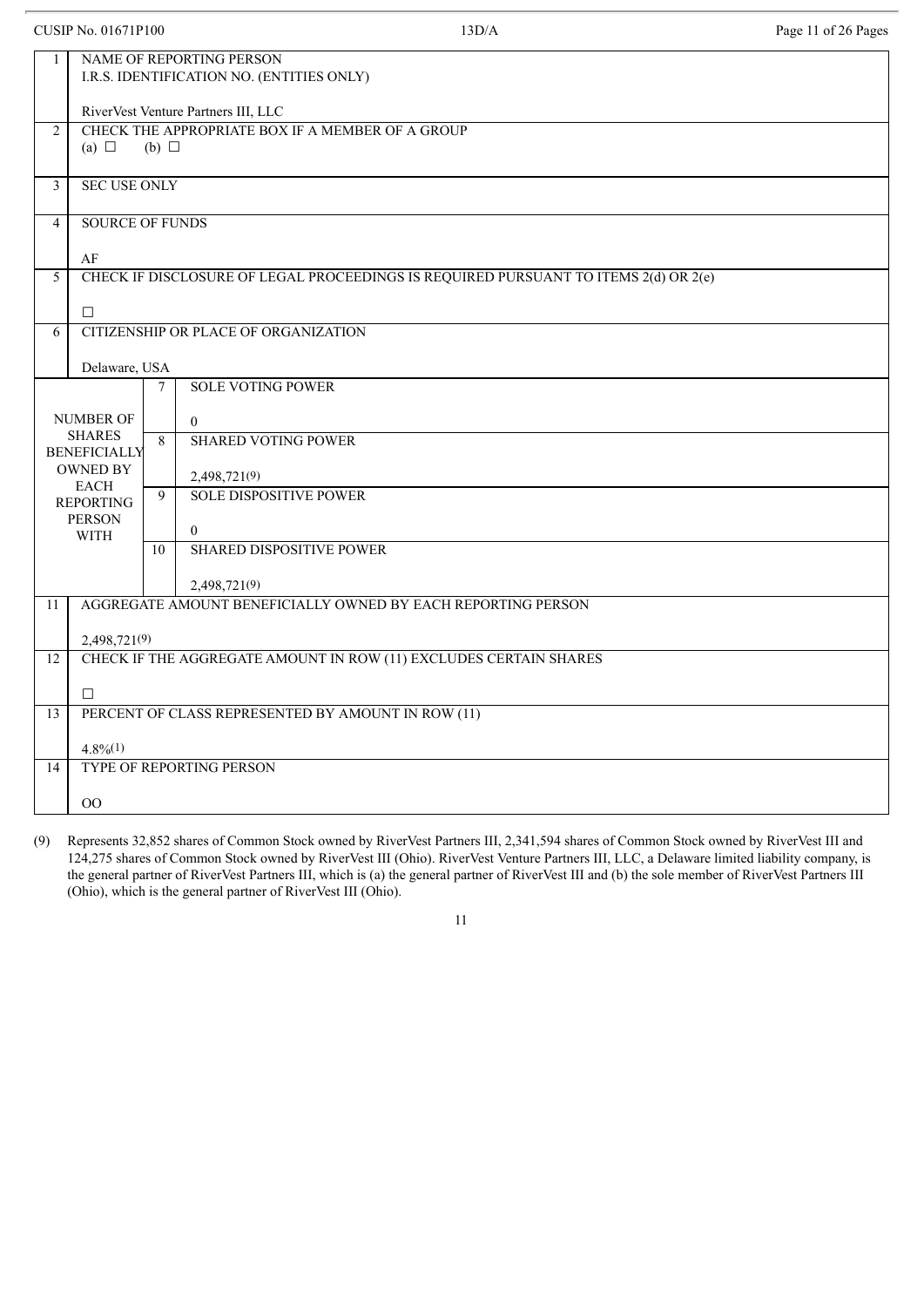| 1 | NAME OF REPORTING PERSON<br>I.R.S. IDENTIFICATION NO. (ENTITIES ONLY)<br><br>RiverVest Venture Partners III, LLC | | |
|---|---|---|---|
| 2 | CHECK THE APPROPRIATE BOX IF A MEMBER OF A GROUP<br>(a) ☐ (b) ☐ | | |
| 3 | SEC USE ONLY | | |
| 4 | SOURCE OF FUNDS<br><br>AF | | |
| 5 | CHECK IF DISCLOSURE OF LEGAL PROCEEDINGS IS REQUIRED PURSUANT TO ITEMS 2(d) OR 2(e)<br><br>☐ | | |
| 6 | CITIZENSHIP OR PLACE OF ORGANIZATION<br><br>Delaware, USA | | |
| NUMBER OF SHARES BENEFICIALLY OWNED BY EACH REPORTING PERSON WITH | | 7 | SOLE VOTING POWER<br><br>0 |
| | | 8 | SHARED VOTING POWER<br><br>2,498,721(9) |
| | | 9 | SOLE DISPOSITIVE POWER<br><br>0 |
| | | 10 | SHARED DISPOSITIVE POWER<br><br>2,498,721(9) |
| 11 | AGGREGATE AMOUNT BENEFICIALLY OWNED BY EACH REPORTING PERSON<br><br>2,498,721(9) | | |
| 12 | CHECK IF THE AGGREGATE AMOUNT IN ROW (11) EXCLUDES CERTAIN SHARES<br><br>☐ | | |
| 13 | PERCENT OF CLASS REPRESENTED BY AMOUNT IN ROW (11)<br><br>4.8%(1) | | |
| 14 | TYPE OF REPORTING PERSON<br><br>OO | | |

(9) Represents 32,852 shares of Common Stock owned by RiverVest Partners III, 2,341,594 shares of Common Stock owned by RiverVest III and 124,275 shares of Common Stock owned by RiverVest III (Ohio). RiverVest Venture Partners III, LLC, a Delaware limited liability company, is the general partner of RiverVest Partners III, which is (a) the general partner of RiverVest III and (b) the sole member of RiverVest Partners III (Ohio), which is the general partner of RiverVest III (Ohio).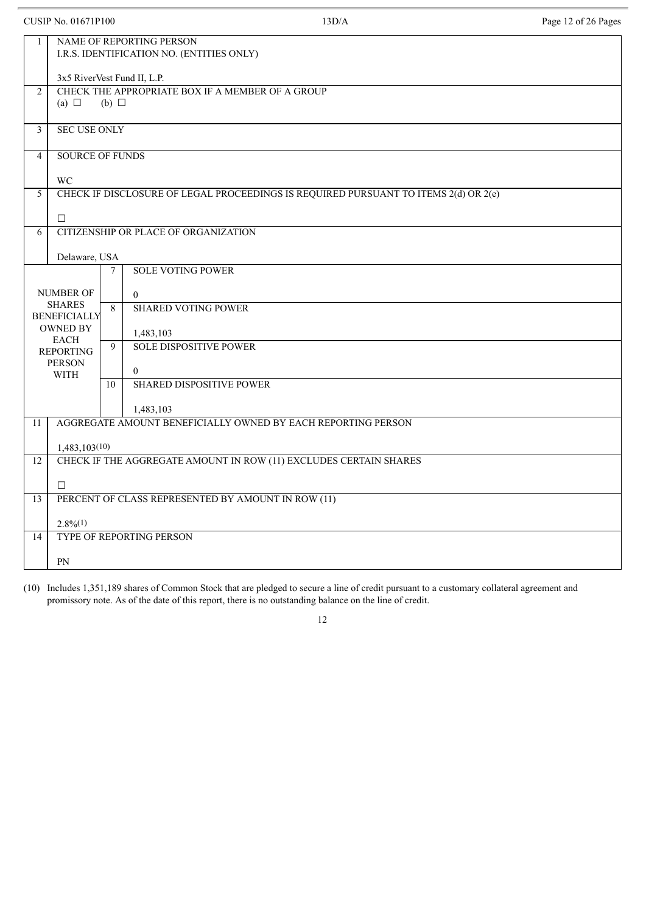| | | | |
|---|---|---|---|
| 1 | NAME OF REPORTING PERSON<br>I.R.S. IDENTIFICATION NO. (ENTITIES ONLY)<br><br>3x5 RiverVest Fund II, L.P. | | |
| 2 | CHECK THE APPROPRIATE BOX IF A MEMBER OF A GROUP<br>(a) ☐ (b) ☐ | | |
| 3 | SEC USE ONLY | | |
| 4 | SOURCE OF FUNDS<br><br>WC | | |
| 5 | CHECK IF DISCLOSURE OF LEGAL PROCEEDINGS IS REQUIRED PURSUANT TO ITEMS 2(d) OR 2(e)<br><br>☐ | | |
| 6 | CITIZENSHIP OR PLACE OF ORGANIZATION<br><br>Delaware, USA | | |
| NUMBER OF SHARES BENEFICIALLY OWNED BY EACH REPORTING PERSON WITH | | 7 | SOLE VOTING POWER<br><br>0 |
| | | 8 | SHARED VOTING POWER<br><br>1,483,103 |
| | | 9 | SOLE DISPOSITIVE POWER<br><br>0 |
| | | 10 | SHARED DISPOSITIVE POWER<br><br>1,483,103 |
| 11 | AGGREGATE AMOUNT BENEFICIALLY OWNED BY EACH REPORTING PERSON<br><br>1,483,103(10) | | |
| 12 | CHECK IF THE AGGREGATE AMOUNT IN ROW (11) EXCLUDES CERTAIN SHARES<br><br>☐ | | |
| 13 | PERCENT OF CLASS REPRESENTED BY AMOUNT IN ROW (11)<br><br>2.8%(1) | | |
| 14 | TYPE OF REPORTING PERSON<br><br>PN | | |

(10) Includes 1,351,189 shares of Common Stock that are pledged to secure a line of credit pursuant to a customary collateral agreement and promissory note. As of the date of this report, there is no outstanding balance on the line of credit.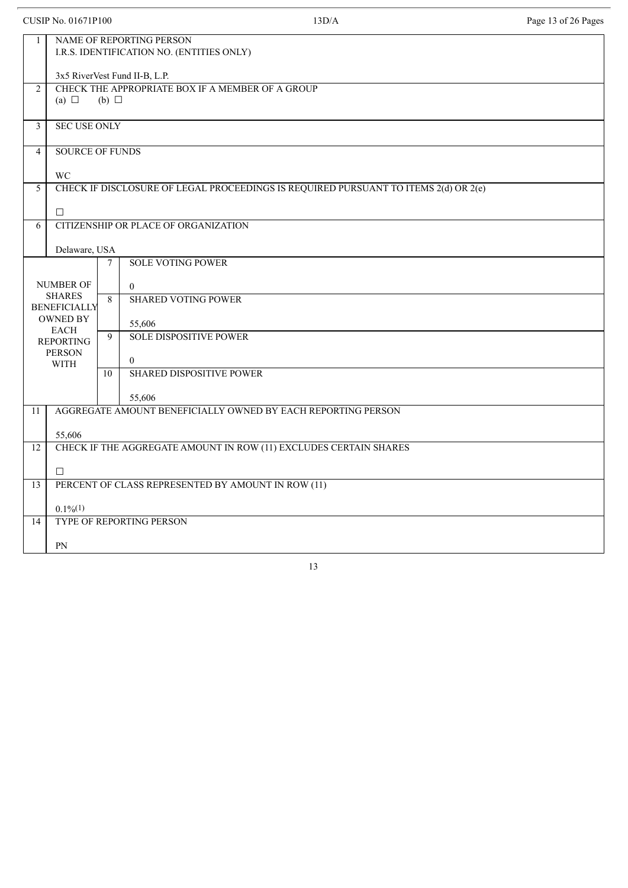CUSIP No. 01671P100 13D/A

| | | | |
|---|---|---|---|
| 1 | NAME OF REPORTING PERSON<br>I.R.S. IDENTIFICATION NO. (ENTITIES ONLY)<br><br>3x5 RiverVest Fund II-B, L.P. | | |
| 2 | CHECK THE APPROPRIATE BOX IF A MEMBER OF A GROUP<br>(a) ☐ (b) ☐ | | |
| 3 | SEC USE ONLY | | |
| 4 | SOURCE OF FUNDS<br><br>WC | | |
| 5 | CHECK IF DISCLOSURE OF LEGAL PROCEEDINGS IS REQUIRED PURSUANT TO ITEMS 2(d) OR 2(e)<br><br>☐ | | |
| 6 | CITIZENSHIP OR PLACE OF ORGANIZATION<br><br>Delaware, USA | | |
| NUMBER OF SHARES BENEFICIALLY OWNED BY EACH REPORTING PERSON WITH | | 7 | SOLE VOTING POWER<br><br>0 |
| | | 8 | SHARED VOTING POWER<br><br>55,606 |
| | | 9 | SOLE DISPOSITIVE POWER<br><br>0 |
| | | 10 | SHARED DISPOSITIVE POWER<br><br>55,606 |
| 11 | AGGREGATE AMOUNT BENEFICIALLY OWNED BY EACH REPORTING PERSON<br><br>55,606 | | |
| 12 | CHECK IF THE AGGREGATE AMOUNT IN ROW (11) EXCLUDES CERTAIN SHARES<br><br>☐ | | |
| 13 | PERCENT OF CLASS REPRESENTED BY AMOUNT IN ROW (11)<br><br>0.1%(1) | | |
| 14 | TYPE OF REPORTING PERSON<br><br>PN | | |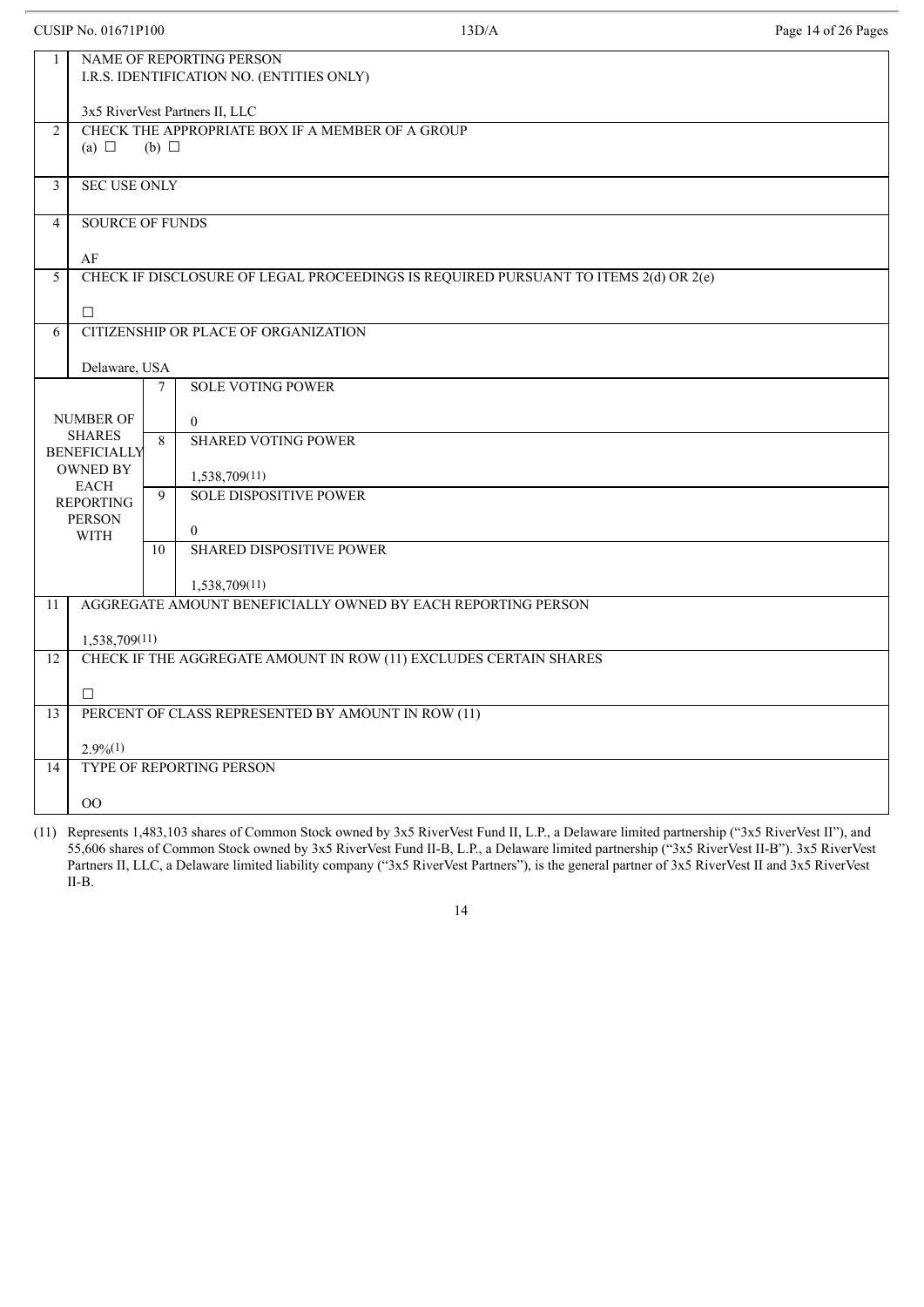| 1 | NAME OF REPORTING PERSON<br>I.R.S. IDENTIFICATION NO. (ENTITIES ONLY)<br><br>3x5 RiverVest Partners II, LLC | | |
|---|---|---|---|
| 2 | CHECK THE APPROPRIATE BOX IF A MEMBER OF A GROUP<br>(a) ☐ (b) ☐ | | |
| 3 | SEC USE ONLY | | |
| 4 | SOURCE OF FUNDS<br><br>AF | | |
| 5 | CHECK IF DISCLOSURE OF LEGAL PROCEEDINGS IS REQUIRED PURSUANT TO ITEMS 2(d) OR 2(e)<br><br>☐ | | |
| 6 | CITIZENSHIP OR PLACE OF ORGANIZATION<br><br>Delaware, USA | | |
| NUMBER OF SHARES BENEFICIALLY OWNED BY EACH REPORTING PERSON WITH | | 7 | SOLE VOTING POWER<br><br>0 |
| | | 8 | SHARED VOTING POWER<br><br>1,538,709(11) |
| | | 9 | SOLE DISPOSITIVE POWER<br><br>0 |
| | | 10 | SHARED DISPOSITIVE POWER<br><br>1,538,709(11) |
| 11 | AGGREGATE AMOUNT BENEFICIALLY OWNED BY EACH REPORTING PERSON<br><br>1,538,709(11) | | |
| 12 | CHECK IF THE AGGREGATE AMOUNT IN ROW (11) EXCLUDES CERTAIN SHARES<br><br>☐ | | |
| 13 | PERCENT OF CLASS REPRESENTED BY AMOUNT IN ROW (11)<br><br>2.9%(1) | | |
| 14 | TYPE OF REPORTING PERSON<br><br>OO | | |

(11) Represents 1,483,103 shares of Common Stock owned by 3x5 RiverVest Fund II, L.P., a Delaware limited partnership ("3x5 RiverVest II"), and 55,606 shares of Common Stock owned by 3x5 RiverVest Fund II-B, L.P., a Delaware limited partnership ("3x5 RiverVest II-B"). 3x5 RiverVest Partners II, LLC, a Delaware limited liability company ("3x5 RiverVest Partners"), is the general partner of 3x5 RiverVest II and 3x5 RiverVest II-B.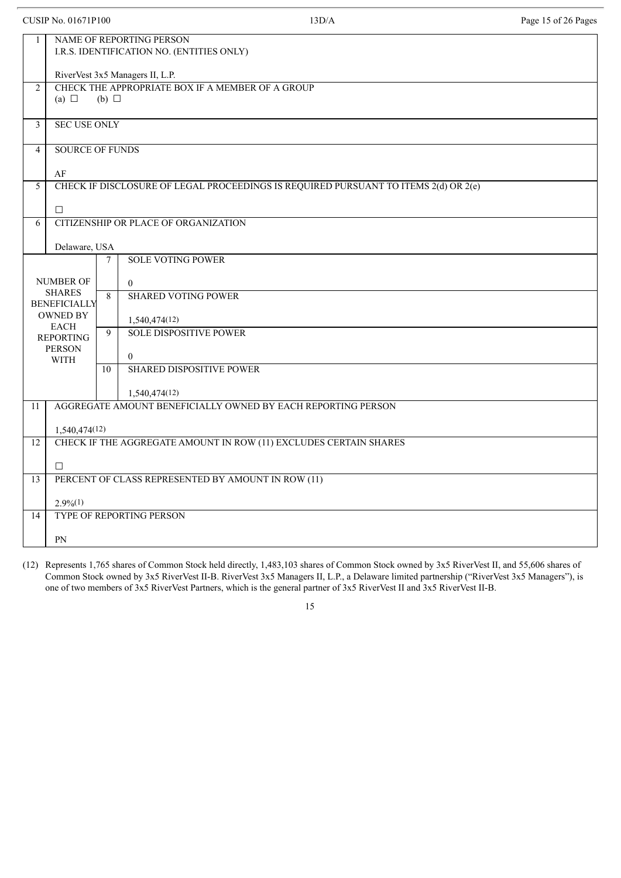CUSIP No. 01671P100 | 13D/A

| 1 | NAME OF REPORTING PERSON<br>I.R.S. IDENTIFICATION NO. (ENTITIES ONLY)<br><br>RiverVest 3x5 Managers II, L.P. | | |
|---|---|---|---|
| 2 | CHECK THE APPROPRIATE BOX IF A MEMBER OF A GROUP<br>(a) ☐ (b) ☐ | | |
| 3 | SEC USE ONLY | | |
| 4 | SOURCE OF FUNDS<br><br>AF | | |
| 5 | CHECK IF DISCLOSURE OF LEGAL PROCEEDINGS IS REQUIRED PURSUANT TO ITEMS 2(d) OR 2(e)<br><br>☐ | | |
| 6 | CITIZENSHIP OR PLACE OF ORGANIZATION<br><br>Delaware, USA | | |
| NUMBER OF SHARES BENEFICIALLY OWNED BY EACH REPORTING PERSON WITH | | 7 | SOLE VOTING POWER<br><br>0 |
| | | 8 | SHARED VOTING POWER<br><br>1,540,474(12) |
| | | 9 | SOLE DISPOSITIVE POWER<br><br>0 |
| | | 10 | SHARED DISPOSITIVE POWER<br><br>1,540,474(12) |
| 11 | AGGREGATE AMOUNT BENEFICIALLY OWNED BY EACH REPORTING PERSON<br><br>1,540,474(12) | | |
| 12 | CHECK IF THE AGGREGATE AMOUNT IN ROW (11) EXCLUDES CERTAIN SHARES<br><br>☐ | | |
| 13 | PERCENT OF CLASS REPRESENTED BY AMOUNT IN ROW (11)<br><br>2.9%(1) | | |
| 14 | TYPE OF REPORTING PERSON<br><br>PN | | |

(12) Represents 1,765 shares of Common Stock held directly, 1,483,103 shares of Common Stock owned by 3x5 RiverVest II, and 55,606 shares of Common Stock owned by 3x5 RiverVest II-B. RiverVest 3x5 Managers II, L.P., a Delaware limited partnership ("RiverVest 3x5 Managers"), is one of two members of 3x5 RiverVest Partners, which is the general partner of 3x5 RiverVest II and 3x5 RiverVest II-B.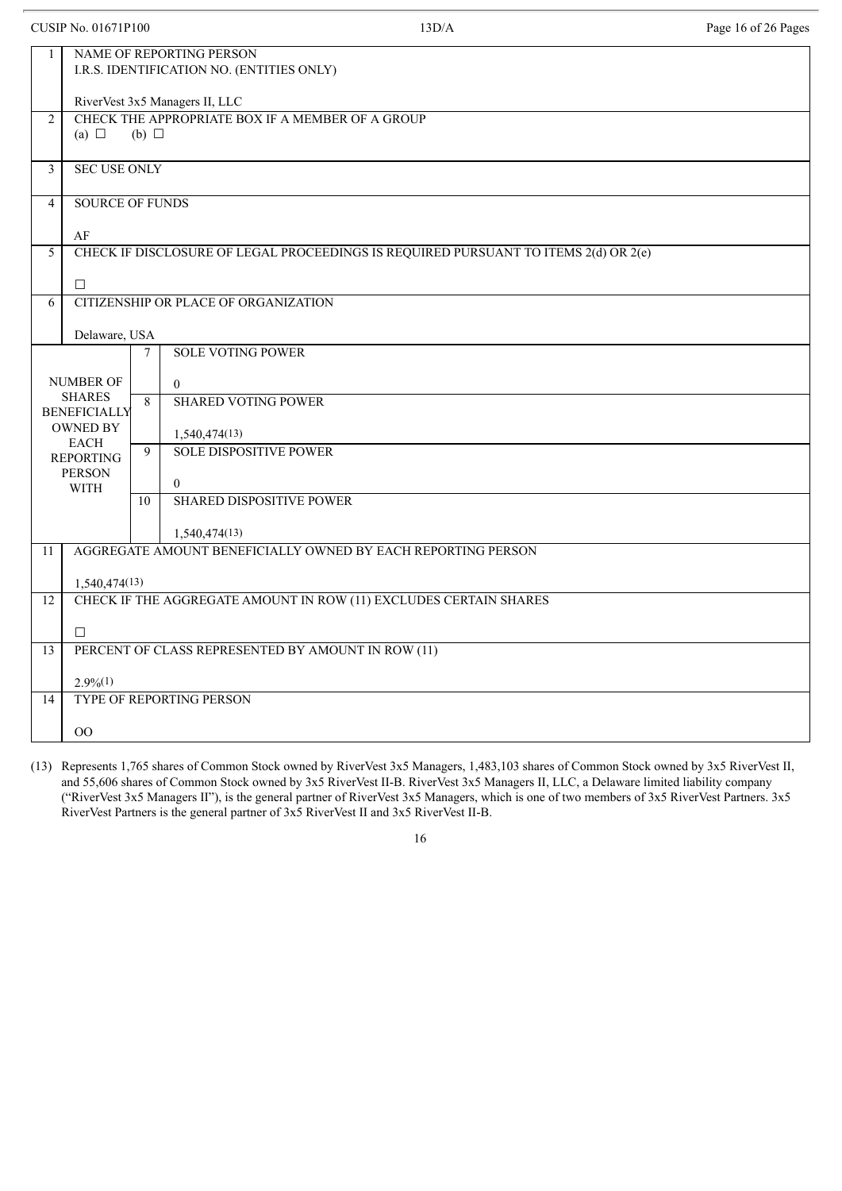CUSIP No. 01671P100 | 13D/A

| 1 | NAME OF REPORTING PERSON<br>I.R.S. IDENTIFICATION NO. (ENTITIES ONLY)<br><br>RiverVest 3x5 Managers II, LLC | | |
|---|---|---|---|
| 2 | CHECK THE APPROPRIATE BOX IF A MEMBER OF A GROUP<br>(a) ☐ (b) ☐ | | |
| 3 | SEC USE ONLY | | |
| 4 | SOURCE OF FUNDS<br><br>AF | | |
| 5 | CHECK IF DISCLOSURE OF LEGAL PROCEEDINGS IS REQUIRED PURSUANT TO ITEMS 2(d) OR 2(e)<br><br>☐ | | |
| 6 | CITIZENSHIP OR PLACE OF ORGANIZATION<br><br>Delaware, USA | | |
| NUMBER OF SHARES BENEFICIALLY OWNED BY EACH REPORTING PERSON WITH | | 7 | SOLE VOTING POWER<br><br>0 |
| | | 8 | SHARED VOTING POWER<br><br>1,540,474(13) |
| | | 9 | SOLE DISPOSITIVE POWER<br><br>0 |
| | | 10 | SHARED DISPOSITIVE POWER<br><br>1,540,474(13) |
| 11 | AGGREGATE AMOUNT BENEFICIALLY OWNED BY EACH REPORTING PERSON<br><br>1,540,474(13) | | |
| 12 | CHECK IF THE AGGREGATE AMOUNT IN ROW (11) EXCLUDES CERTAIN SHARES<br><br>☐ | | |
| 13 | PERCENT OF CLASS REPRESENTED BY AMOUNT IN ROW (11)<br><br>2.9%(1) | | |
| 14 | TYPE OF REPORTING PERSON<br><br>OO | | |

(13) Represents 1,765 shares of Common Stock owned by RiverVest 3x5 Managers, 1,483,103 shares of Common Stock owned by 3x5 RiverVest II, and 55,606 shares of Common Stock owned by 3x5 RiverVest II-B. RiverVest 3x5 Managers II, LLC, a Delaware limited liability company ("RiverVest 3x5 Managers II"), is the general partner of RiverVest 3x5 Managers, which is one of two members of 3x5 RiverVest Partners. 3x5 RiverVest Partners is the general partner of 3x5 RiverVest II and 3x5 RiverVest II-B.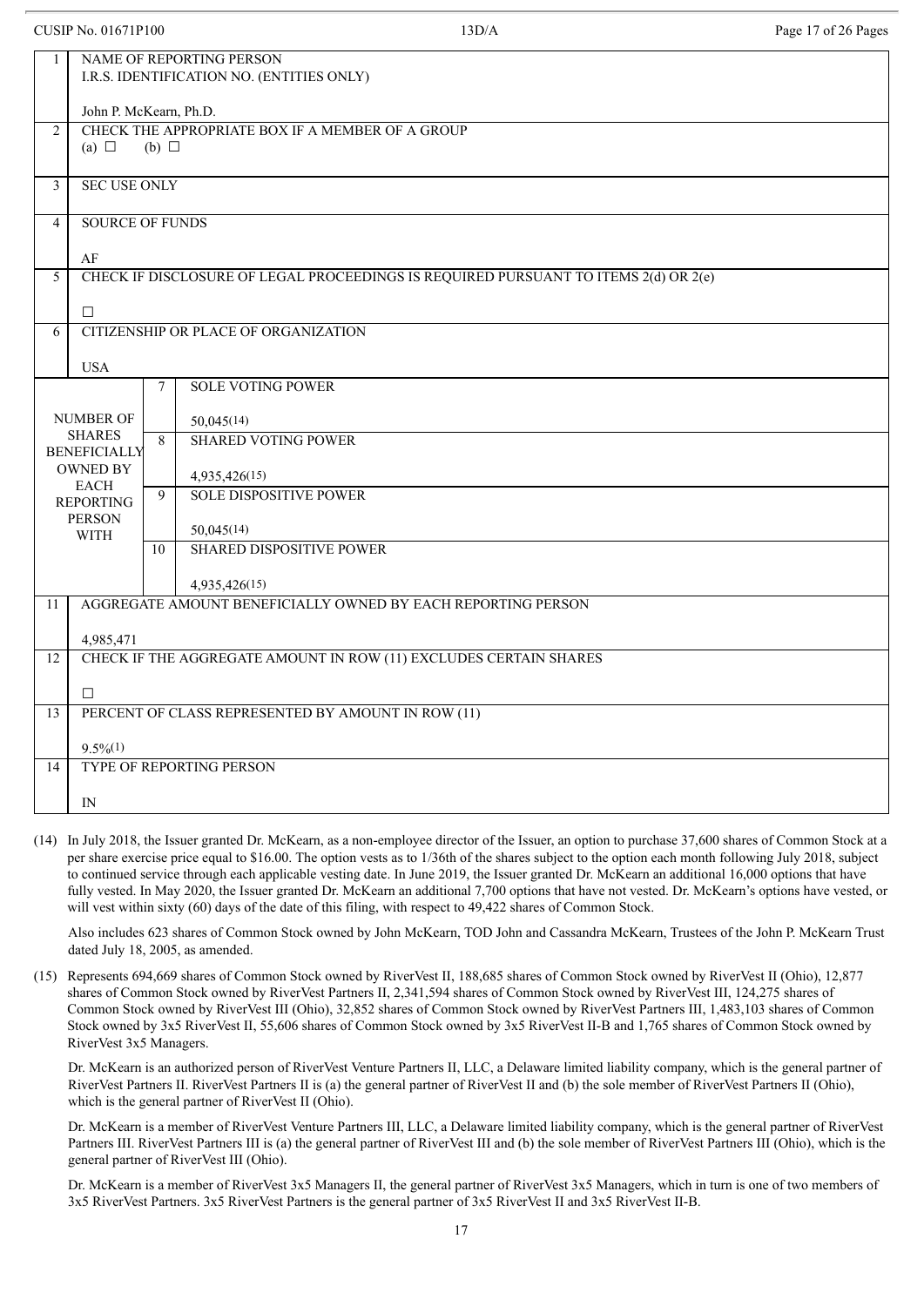| 1 | NAME OF REPORTING PERSON<br>I.R.S. IDENTIFICATION NO. (ENTITIES ONLY)<br><br>John P. McKearn, Ph.D. | | |
|---|---|---|---|
| 2 | CHECK THE APPROPRIATE BOX IF A MEMBER OF A GROUP<br>(a) ☐ (b) ☐ | | |
| 3 | SEC USE ONLY | | |
| 4 | SOURCE OF FUNDS<br><br>AF | | |
| 5 | CHECK IF DISCLOSURE OF LEGAL PROCEEDINGS IS REQUIRED PURSUANT TO ITEMS 2(d) OR 2(e)<br><br>☐ | | |
| 6 | CITIZENSHIP OR PLACE OF ORGANIZATION<br><br>USA | | |
| NUMBER OF SHARES BENEFICIALLY OWNED BY EACH REPORTING PERSON WITH | | 7 | SOLE VOTING POWER<br><br>50,045(14) |
| | | 8 | SHARED VOTING POWER<br><br>4,935,426(15) |
| | | 9 | SOLE DISPOSITIVE POWER<br><br>50,045(14) |
| | | 10 | SHARED DISPOSITIVE POWER<br><br>4,935,426(15) |
| 11 | AGGREGATE AMOUNT BENEFICIALLY OWNED BY EACH REPORTING PERSON<br><br>4,985,471 | | |
| 12 | CHECK IF THE AGGREGATE AMOUNT IN ROW (11) EXCLUDES CERTAIN SHARES<br><br>☐ | | |
| 13 | PERCENT OF CLASS REPRESENTED BY AMOUNT IN ROW (11)<br><br>9.5%(1) | | |
| 14 | TYPE OF REPORTING PERSON<br><br>IN | | |

(14) In July 2018, the Issuer granted Dr. McKearn, as a non-employee director of the Issuer, an option to purchase 37,600 shares of Common Stock at a per share exercise price equal to $16.00. The option vests as to 1/36th of the shares subject to the option each month following July 2018, subject to continued service through each applicable vesting date. In June 2019, the Issuer granted Dr. McKearn an additional 16,000 options that have fully vested. In May 2020, the Issuer granted Dr. McKearn an additional 7,700 options that have not vested. Dr. McKearn's options have vested, or will vest within sixty (60) days of the date of this filing, with respect to 49,422 shares of Common Stock.

Also includes 623 shares of Common Stock owned by John McKearn, TOD John and Cassandra McKearn, Trustees of the John P. McKearn Trust dated July 18, 2005, as amended.

(15) Represents 694,669 shares of Common Stock owned by RiverVest II, 188,685 shares of Common Stock owned by RiverVest II (Ohio), 12,877 shares of Common Stock owned by RiverVest Partners II, 2,341,594 shares of Common Stock owned by RiverVest III, 124,275 shares of Common Stock owned by RiverVest III (Ohio), 32,852 shares of Common Stock owned by RiverVest Partners III, 1,483,103 shares of Common Stock owned by 3x5 RiverVest II, 55,606 shares of Common Stock owned by 3x5 RiverVest II-B and 1,765 shares of Common Stock owned by RiverVest 3x5 Managers.

Dr. McKearn is an authorized person of RiverVest Venture Partners II, LLC, a Delaware limited liability company, which is the general partner of RiverVest Partners II. RiverVest Partners II is (a) the general partner of RiverVest II and (b) the sole member of RiverVest Partners II (Ohio), which is the general partner of RiverVest II (Ohio).

Dr. McKearn is a member of RiverVest Venture Partners III, LLC, a Delaware limited liability company, which is the general partner of RiverVest Partners III. RiverVest Partners III is (a) the general partner of RiverVest III and (b) the sole member of RiverVest Partners III (Ohio), which is the general partner of RiverVest III (Ohio).

Dr. McKearn is a member of RiverVest 3x5 Managers II, the general partner of RiverVest 3x5 Managers, which in turn is one of two members of 3x5 RiverVest Partners. 3x5 RiverVest Partners is the general partner of 3x5 RiverVest II and 3x5 RiverVest II-B.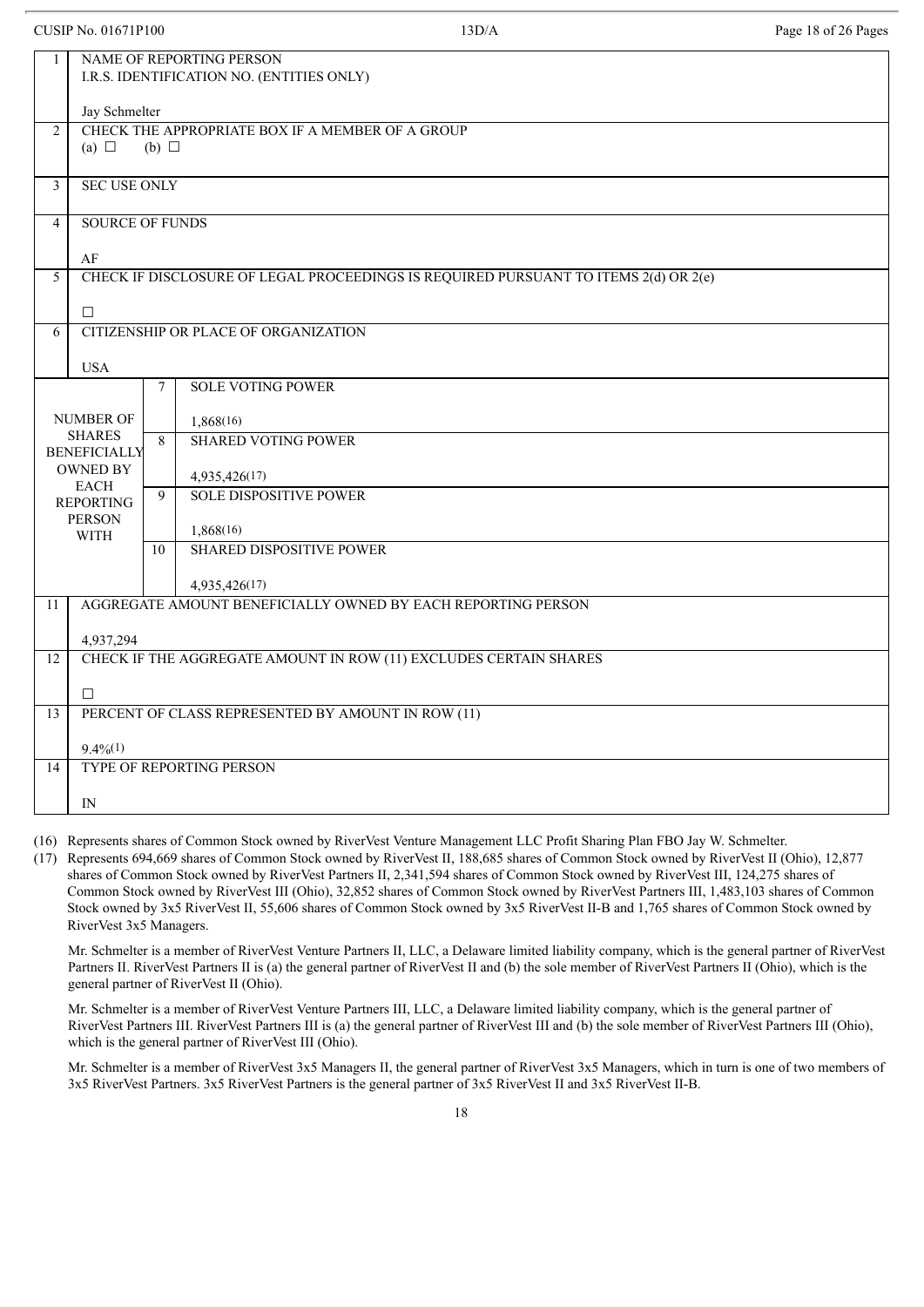| | | | |
|---|---|---|---|
| 1 | NAME OF REPORTING PERSON<br>I.R.S. IDENTIFICATION NO. (ENTITIES ONLY)<br><br>Jay Schmelter | | |
| 2 | CHECK THE APPROPRIATE BOX IF A MEMBER OF A GROUP<br>(a) ☐ (b) ☐ | | |
| 3 | SEC USE ONLY | | |
| 4 | SOURCE OF FUNDS<br><br>AF | | |
| 5 | CHECK IF DISCLOSURE OF LEGAL PROCEEDINGS IS REQUIRED PURSUANT TO ITEMS 2(d) OR 2(e)<br><br>☐ | | |
| 6 | CITIZENSHIP OR PLACE OF ORGANIZATION<br><br>USA | | |
| NUMBER OF SHARES BENEFICIALLY OWNED BY EACH REPORTING PERSON WITH | | 7 | SOLE VOTING POWER<br><br>1,868(16) |
| | | 8 | SHARED VOTING POWER<br><br>4,935,426(17) |
| | | 9 | SOLE DISPOSITIVE POWER<br><br>1,868(16) |
| | | 10 | SHARED DISPOSITIVE POWER<br><br>4,935,426(17) |
| 11 | AGGREGATE AMOUNT BENEFICIALLY OWNED BY EACH REPORTING PERSON<br><br>4,937,294 | | |
| 12 | CHECK IF THE AGGREGATE AMOUNT IN ROW (11) EXCLUDES CERTAIN SHARES<br><br>☐ | | |
| 13 | PERCENT OF CLASS REPRESENTED BY AMOUNT IN ROW (11)<br><br>9.4%(1) | | |
| 14 | TYPE OF REPORTING PERSON<br><br>IN | | |

(16) Represents shares of Common Stock owned by RiverVest Venture Management LLC Profit Sharing Plan FBO Jay W. Schmelter.

(17) Represents 694,669 shares of Common Stock owned by RiverVest II, 188,685 shares of Common Stock owned by RiverVest II (Ohio), 12,877 shares of Common Stock owned by RiverVest Partners II, 2,341,594 shares of Common Stock owned by RiverVest III, 124,275 shares of Common Stock owned by RiverVest III (Ohio), 32,852 shares of Common Stock owned by RiverVest Partners III, 1,483,103 shares of Common Stock owned by 3x5 RiverVest II, 55,606 shares of Common Stock owned by 3x5 RiverVest II-B and 1,765 shares of Common Stock owned by RiverVest 3x5 Managers.

Mr. Schmelter is a member of RiverVest Venture Partners II, LLC, a Delaware limited liability company, which is the general partner of RiverVest Partners II. RiverVest Partners II is (a) the general partner of RiverVest II and (b) the sole member of RiverVest Partners II (Ohio), which is the general partner of RiverVest II (Ohio).

Mr. Schmelter is a member of RiverVest Venture Partners III, LLC, a Delaware limited liability company, which is the general partner of RiverVest Partners III. RiverVest Partners III is (a) the general partner of RiverVest III and (b) the sole member of RiverVest Partners III (Ohio), which is the general partner of RiverVest III (Ohio).

Mr. Schmelter is a member of RiverVest 3x5 Managers II, the general partner of RiverVest 3x5 Managers, which in turn is one of two members of 3x5 RiverVest Partners. 3x5 RiverVest Partners is the general partner of 3x5 RiverVest II and 3x5 RiverVest II-B.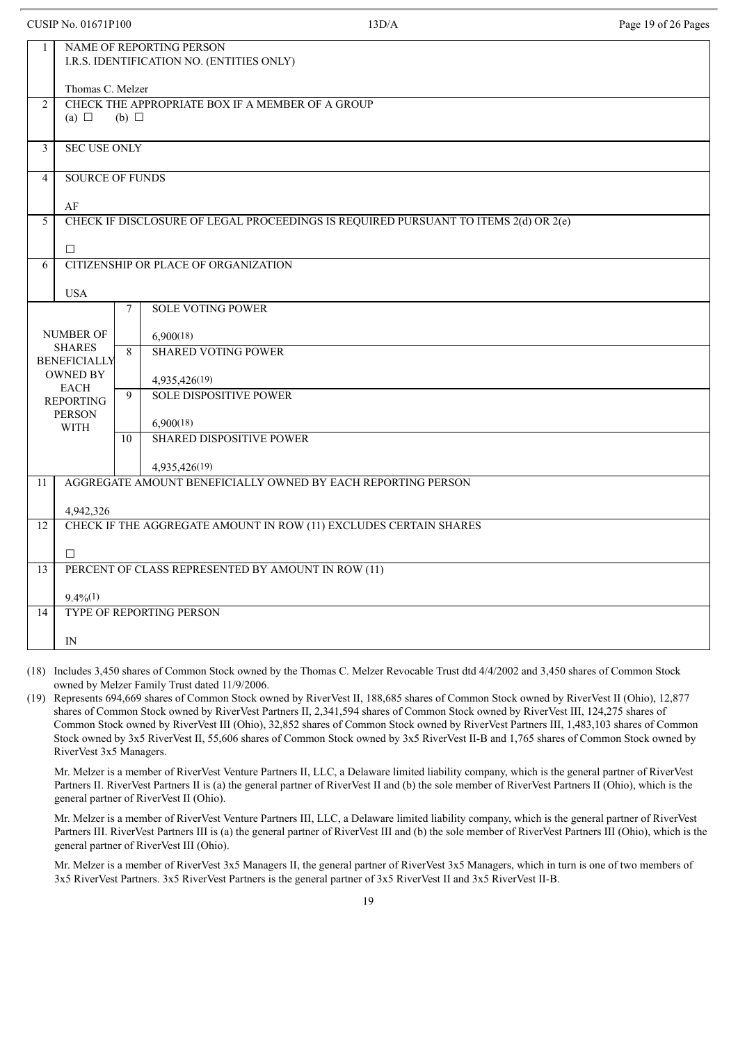| | | | |
|---|---|---|---|
| 1 | NAME OF REPORTING PERSON<br>I.R.S. IDENTIFICATION NO. (ENTITIES ONLY)<br><br>Thomas C. Melzer | | |
| 2 | CHECK THE APPROPRIATE BOX IF A MEMBER OF A GROUP<br>(a) ☐ (b) ☐ | | |
| 3 | SEC USE ONLY | | |
| 4 | SOURCE OF FUNDS<br><br>AF | | |
| 5 | CHECK IF DISCLOSURE OF LEGAL PROCEEDINGS IS REQUIRED PURSUANT TO ITEMS 2(d) OR 2(e)<br><br>☐ | | |
| 6 | CITIZENSHIP OR PLACE OF ORGANIZATION<br><br>USA | | |
| NUMBER OF SHARES BENEFICIALLY OWNED BY EACH REPORTING PERSON WITH | | 7 | SOLE VOTING POWER<br><br>6,900(18) |
| | | 8 | SHARED VOTING POWER<br><br>4,935,426(19) |
| | | 9 | SOLE DISPOSITIVE POWER<br><br>6,900(18) |
| | | 10 | SHARED DISPOSITIVE POWER<br><br>4,935,426(19) |
| 11 | AGGREGATE AMOUNT BENEFICIALLY OWNED BY EACH REPORTING PERSON<br><br>4,942,326 | | |
| 12 | CHECK IF THE AGGREGATE AMOUNT IN ROW (11) EXCLUDES CERTAIN SHARES<br><br>☐ | | |
| 13 | PERCENT OF CLASS REPRESENTED BY AMOUNT IN ROW (11)<br><br>9.4%(1) | | |
| 14 | TYPE OF REPORTING PERSON<br><br>IN | | |

(18) Includes 3,450 shares of Common Stock owned by the Thomas C. Melzer Revocable Trust dtd 4/4/2002 and 3,450 shares of Common Stock owned by Melzer Family Trust dated 11/9/2006.

(19) Represents 694,669 shares of Common Stock owned by RiverVest II, 188,685 shares of Common Stock owned by RiverVest II (Ohio), 12,877 shares of Common Stock owned by RiverVest Partners II, 2,341,594 shares of Common Stock owned by RiverVest III, 124,275 shares of Common Stock owned by RiverVest III (Ohio), 32,852 shares of Common Stock owned by RiverVest Partners III, 1,483,103 shares of Common Stock owned by 3x5 RiverVest II, 55,606 shares of Common Stock owned by 3x5 RiverVest II-B and 1,765 shares of Common Stock owned by RiverVest 3x5 Managers.

Mr. Melzer is a member of RiverVest Venture Partners II, LLC, a Delaware limited liability company, which is the general partner of RiverVest Partners II. RiverVest Partners II is (a) the general partner of RiverVest II and (b) the sole member of RiverVest Partners II (Ohio), which is the general partner of RiverVest II (Ohio).

Mr. Melzer is a member of RiverVest Venture Partners III, LLC, a Delaware limited liability company, which is the general partner of RiverVest Partners III. RiverVest Partners III is (a) the general partner of RiverVest III and (b) the sole member of RiverVest Partners III (Ohio), which is the general partner of RiverVest III (Ohio).

Mr. Melzer is a member of RiverVest 3x5 Managers II, the general partner of RiverVest 3x5 Managers, which in turn is one of two members of 3x5 RiverVest Partners. 3x5 RiverVest Partners is the general partner of 3x5 RiverVest II and 3x5 RiverVest II-B.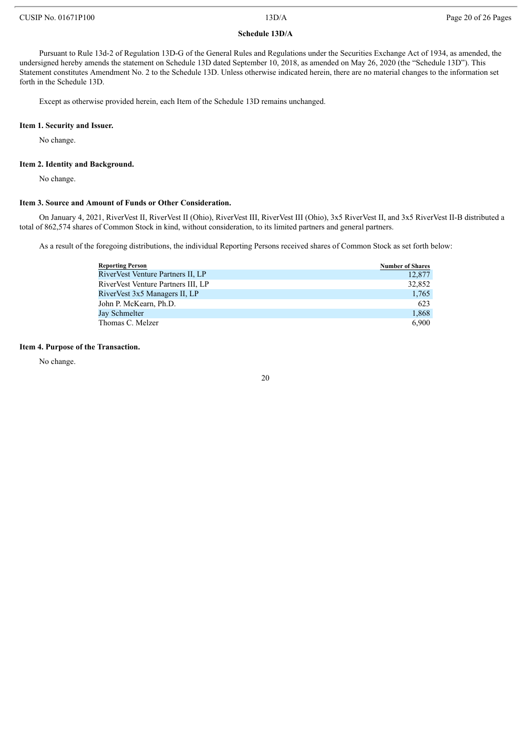## Schedule 13D/A

Pursuant to Rule 13d-2 of Regulation 13D-G of the General Rules and Regulations under the Securities Exchange Act of 1934, as amended, the undersigned hereby amends the statement on Schedule 13D dated September 10, 2018, as amended on May 26, 2020 (the "Schedule 13D"). This Statement constitutes Amendment No. 2 to the Schedule 13D. Unless otherwise indicated herein, there are no material changes to the information set forth in the Schedule 13D.

Except as otherwise provided herein, each Item of the Schedule 13D remains unchanged.

### Item 1. Security and Issuer.

No change.

### Item 2. Identity and Background.

No change.

### Item 3. Source and Amount of Funds or Other Consideration.

On January 4, 2021, RiverVest II, RiverVest II (Ohio), RiverVest III, RiverVest III (Ohio), 3x5 RiverVest II, and 3x5 RiverVest II-B distributed a total of 862,574 shares of Common Stock in kind, without consideration, to its limited partners and general partners.

As a result of the foregoing distributions, the individual Reporting Persons received shares of Common Stock as set forth below:

| Reporting Person | Number of Shares |
|---|---|
| RiverVest Venture Partners II, LP | 12,877 |
| RiverVest Venture Partners III, LP | 32,852 |
| RiverVest 3x5 Managers II, LP | 1,765 |
| John P. McKearn, Ph.D. | 623 |
| Jay Schmelter | 1,868 |
| Thomas C. Melzer | 6,900 |

### Item 4. Purpose of the Transaction.

No change.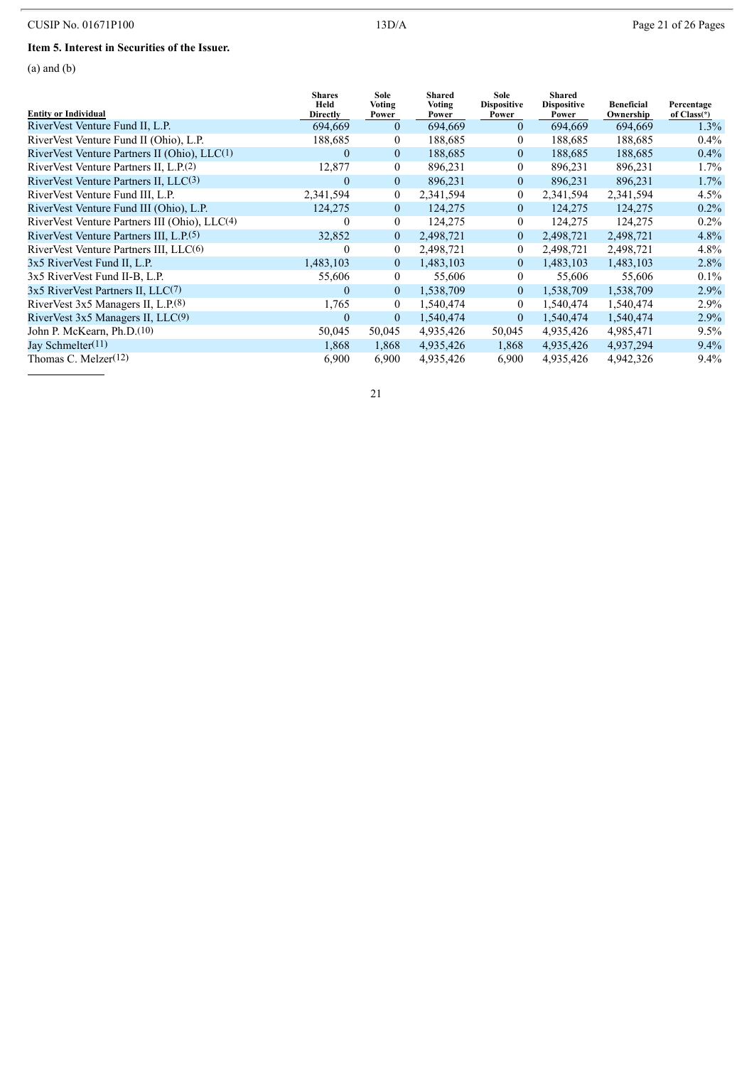**Item 5. Interest in Securities of the Issuer.**

(a) and (b)

| Entity or Individual | Shares Held Directly | Sole Voting Power | Shared Voting Power | Sole Dispositive Power | Shared Dispositive Power | Beneficial Ownership | Percentage of Class(*) |
|---|---|---|---|---|---|---|---|
| RiverVest Venture Fund II, L.P. | 694,669 | 0 | 694,669 | 0 | 694,669 | 694,669 | 1.3% |
| RiverVest Venture Fund II (Ohio), L.P. | 188,685 | 0 | 188,685 | 0 | 188,685 | 188,685 | 0.4% |
| RiverVest Venture Partners II (Ohio), LLC(1) | 0 | 0 | 188,685 | 0 | 188,685 | 188,685 | 0.4% |
| RiverVest Venture Partners II, L.P.(2) | 12,877 | 0 | 896,231 | 0 | 896,231 | 896,231 | 1.7% |
| RiverVest Venture Partners II, LLC(3) | 0 | 0 | 896,231 | 0 | 896,231 | 896,231 | 1.7% |
| RiverVest Venture Fund III, L.P. | 2,341,594 | 0 | 2,341,594 | 0 | 2,341,594 | 2,341,594 | 4.5% |
| RiverVest Venture Fund III (Ohio), L.P. | 124,275 | 0 | 124,275 | 0 | 124,275 | 124,275 | 0.2% |
| RiverVest Venture Partners III (Ohio), LLC(4) | 0 | 0 | 124,275 | 0 | 124,275 | 124,275 | 0.2% |
| RiverVest Venture Partners III, L.P.(5) | 32,852 | 0 | 2,498,721 | 0 | 2,498,721 | 2,498,721 | 4.8% |
| RiverVest Venture Partners III, LLC(6) | 0 | 0 | 2,498,721 | 0 | 2,498,721 | 2,498,721 | 4.8% |
| 3x5 RiverVest Fund II, L.P. | 1,483,103 | 0 | 1,483,103 | 0 | 1,483,103 | 1,483,103 | 2.8% |
| 3x5 RiverVest Fund II-B, L.P. | 55,606 | 0 | 55,606 | 0 | 55,606 | 55,606 | 0.1% |
| 3x5 RiverVest Partners II, LLC(7) | 0 | 0 | 1,538,709 | 0 | 1,538,709 | 1,538,709 | 2.9% |
| RiverVest 3x5 Managers II, L.P.(8) | 1,765 | 0 | 1,540,474 | 0 | 1,540,474 | 1,540,474 | 2.9% |
| RiverVest 3x5 Managers II, LLC(9) | 0 | 0 | 1,540,474 | 0 | 1,540,474 | 1,540,474 | 2.9% |
| John P. McKearn, Ph.D.(10) | 50,045 | 50,045 | 4,935,426 | 50,045 | 4,935,426 | 4,985,471 | 9.5% |
| Jay Schmelter(11) | 1,868 | 1,868 | 4,935,426 | 1,868 | 4,935,426 | 4,937,294 | 9.4% |
| Thomas C. Melzer(12) | 6,900 | 6,900 | 4,935,426 | 6,900 | 4,935,426 | 4,942,326 | 9.4% |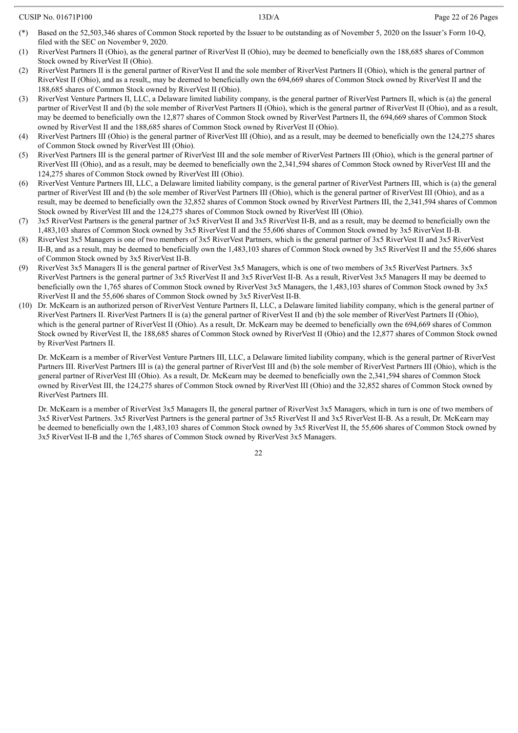(*) Based on the 52,503,346 shares of Common Stock reported by the Issuer to be outstanding as of November 5, 2020 on the Issuer's Form 10-Q, filed with the SEC on November 9, 2020.

(1) RiverVest Partners II (Ohio), as the general partner of RiverVest II (Ohio), may be deemed to beneficially own the 188,685 shares of Common Stock owned by RiverVest II (Ohio).

(2) RiverVest Partners II is the general partner of RiverVest II and the sole member of RiverVest Partners II (Ohio), which is the general partner of RiverVest II (Ohio), and as a result,, may be deemed to beneficially own the 694,669 shares of Common Stock owned by RiverVest II and the 188,685 shares of Common Stock owned by RiverVest II (Ohio).

(3) RiverVest Venture Partners II, LLC, a Delaware limited liability company, is the general partner of RiverVest Partners II, which is (a) the general partner of RiverVest II and (b) the sole member of RiverVest Partners II (Ohio), which is the general partner of RiverVest II (Ohio), and as a result, may be deemed to beneficially own the 12,877 shares of Common Stock owned by RiverVest Partners II, the 694,669 shares of Common Stock owned by RiverVest II and the 188,685 shares of Common Stock owned by RiverVest II (Ohio).

(4) RiverVest Partners III (Ohio) is the general partner of RiverVest III (Ohio), and as a result, may be deemed to beneficially own the 124,275 shares of Common Stock owned by RiverVest III (Ohio).

(5) RiverVest Partners III is the general partner of RiverVest III and the sole member of RiverVest Partners III (Ohio), which is the general partner of RiverVest III (Ohio), and as a result, may be deemed to beneficially own the 2,341,594 shares of Common Stock owned by RiverVest III and the 124,275 shares of Common Stock owned by RiverVest III (Ohio).

(6) RiverVest Venture Partners III, LLC, a Delaware limited liability company, is the general partner of RiverVest Partners III, which is (a) the general partner of RiverVest III and (b) the sole member of RiverVest Partners III (Ohio), which is the general partner of RiverVest III (Ohio), and as a result, may be deemed to beneficially own the 32,852 shares of Common Stock owned by RiverVest Partners III, the 2,341,594 shares of Common Stock owned by RiverVest III and the 124,275 shares of Common Stock owned by RiverVest III (Ohio).

(7) 3x5 RiverVest Partners is the general partner of 3x5 RiverVest II and 3x5 RiverVest II-B, and as a result, may be deemed to beneficially own the 1,483,103 shares of Common Stock owned by 3x5 RiverVest II and the 55,606 shares of Common Stock owned by 3x5 RiverVest II-B.

(8) RiverVest 3x5 Managers is one of two members of 3x5 RiverVest Partners, which is the general partner of 3x5 RiverVest II and 3x5 RiverVest II-B, and as a result, may be deemed to beneficially own the 1,483,103 shares of Common Stock owned by 3x5 RiverVest II and the 55,606 shares of Common Stock owned by 3x5 RiverVest II-B.

(9) RiverVest 3x5 Managers II is the general partner of RiverVest 3x5 Managers, which is one of two members of 3x5 RiverVest Partners. 3x5 RiverVest Partners is the general partner of 3x5 RiverVest II and 3x5 RiverVest II-B. As a result, RiverVest 3x5 Managers II may be deemed to beneficially own the 1,765 shares of Common Stock owned by RiverVest 3x5 Managers, the 1,483,103 shares of Common Stock owned by 3x5 RiverVest II and the 55,606 shares of Common Stock owned by 3x5 RiverVest II-B.

(10) Dr. McKearn is an authorized person of RiverVest Venture Partners II, LLC, a Delaware limited liability company, which is the general partner of RiverVest Partners II. RiverVest Partners II is (a) the general partner of RiverVest II and (b) the sole member of RiverVest Partners II (Ohio), which is the general partner of RiverVest II (Ohio). As a result, Dr. McKearn may be deemed to beneficially own the 694,669 shares of Common Stock owned by RiverVest II, the 188,685 shares of Common Stock owned by RiverVest II (Ohio) and the 12,877 shares of Common Stock owned by RiverVest Partners II.

Dr. McKearn is a member of RiverVest Venture Partners III, LLC, a Delaware limited liability company, which is the general partner of RiverVest Partners III. RiverVest Partners III is (a) the general partner of RiverVest III and (b) the sole member of RiverVest Partners III (Ohio), which is the general partner of RiverVest III (Ohio). As a result, Dr. McKearn may be deemed to beneficially own the 2,341,594 shares of Common Stock owned by RiverVest III, the 124,275 shares of Common Stock owned by RiverVest III (Ohio) and the 32,852 shares of Common Stock owned by RiverVest Partners III.

Dr. McKearn is a member of RiverVest 3x5 Managers II, the general partner of RiverVest 3x5 Managers, which in turn is one of two members of 3x5 RiverVest Partners. 3x5 RiverVest Partners is the general partner of 3x5 RiverVest II and 3x5 RiverVest II-B. As a result, Dr. McKearn may be deemed to beneficially own the 1,483,103 shares of Common Stock owned by 3x5 RiverVest II, the 55,606 shares of Common Stock owned by 3x5 RiverVest II-B and the 1,765 shares of Common Stock owned by RiverVest 3x5 Managers.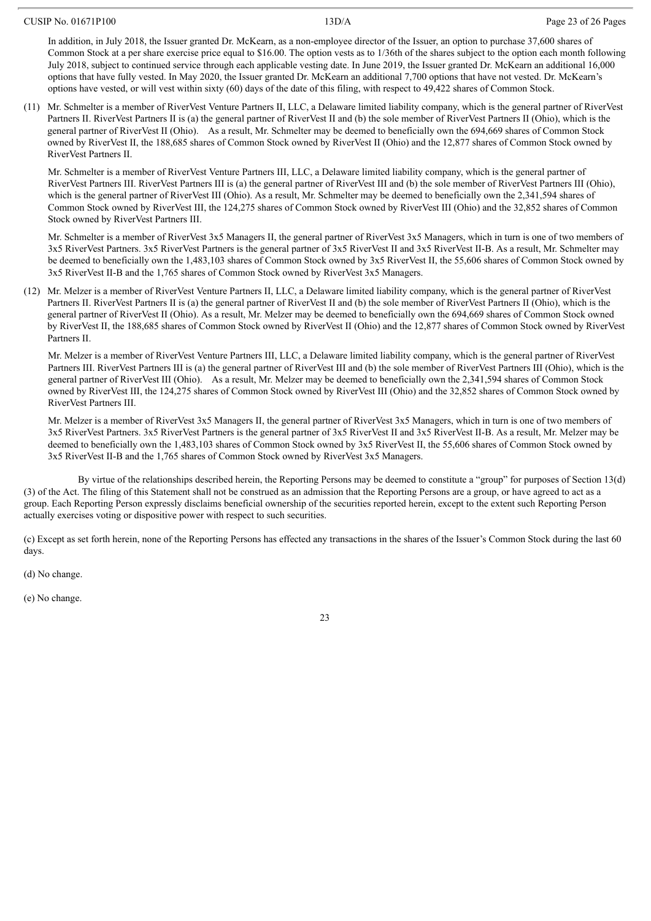In addition, in July 2018, the Issuer granted Dr. McKearn, as a non-employee director of the Issuer, an option to purchase 37,600 shares of Common Stock at a per share exercise price equal to $16.00. The option vests as to 1/36th of the shares subject to the option each month following July 2018, subject to continued service through each applicable vesting date. In June 2019, the Issuer granted Dr. McKearn an additional 16,000 options that have fully vested. In May 2020, the Issuer granted Dr. McKearn an additional 7,700 options that have not vested. Dr. McKearn's options have vested, or will vest within sixty (60) days of the date of this filing, with respect to 49,422 shares of Common Stock.

(11) Mr. Schmelter is a member of RiverVest Venture Partners II, LLC, a Delaware limited liability company, which is the general partner of RiverVest Partners II. RiverVest Partners II is (a) the general partner of RiverVest II and (b) the sole member of RiverVest Partners II (Ohio), which is the general partner of RiverVest II (Ohio). As a result, Mr. Schmelter may be deemed to beneficially own the 694,669 shares of Common Stock owned by RiverVest II, the 188,685 shares of Common Stock owned by RiverVest II (Ohio) and the 12,877 shares of Common Stock owned by RiverVest Partners II.

Mr. Schmelter is a member of RiverVest Venture Partners III, LLC, a Delaware limited liability company, which is the general partner of RiverVest Partners III. RiverVest Partners III is (a) the general partner of RiverVest III and (b) the sole member of RiverVest Partners III (Ohio), which is the general partner of RiverVest III (Ohio). As a result, Mr. Schmelter may be deemed to beneficially own the 2,341,594 shares of Common Stock owned by RiverVest III, the 124,275 shares of Common Stock owned by RiverVest III (Ohio) and the 32,852 shares of Common Stock owned by RiverVest Partners III.

Mr. Schmelter is a member of RiverVest 3x5 Managers II, the general partner of RiverVest 3x5 Managers, which in turn is one of two members of 3x5 RiverVest Partners. 3x5 RiverVest Partners is the general partner of 3x5 RiverVest II and 3x5 RiverVest II-B. As a result, Mr. Schmelter may be deemed to beneficially own the 1,483,103 shares of Common Stock owned by 3x5 RiverVest II, the 55,606 shares of Common Stock owned by 3x5 RiverVest II-B and the 1,765 shares of Common Stock owned by RiverVest 3x5 Managers.

(12) Mr. Melzer is a member of RiverVest Venture Partners II, LLC, a Delaware limited liability company, which is the general partner of RiverVest Partners II. RiverVest Partners II is (a) the general partner of RiverVest II and (b) the sole member of RiverVest Partners II (Ohio), which is the general partner of RiverVest II (Ohio). As a result, Mr. Melzer may be deemed to beneficially own the 694,669 shares of Common Stock owned by RiverVest II, the 188,685 shares of Common Stock owned by RiverVest II (Ohio) and the 12,877 shares of Common Stock owned by RiverVest Partners II.

Mr. Melzer is a member of RiverVest Venture Partners III, LLC, a Delaware limited liability company, which is the general partner of RiverVest Partners III. RiverVest Partners III is (a) the general partner of RiverVest III and (b) the sole member of RiverVest Partners III (Ohio), which is the general partner of RiverVest III (Ohio). As a result, Mr. Melzer may be deemed to beneficially own the 2,341,594 shares of Common Stock owned by RiverVest III, the 124,275 shares of Common Stock owned by RiverVest III (Ohio) and the 32,852 shares of Common Stock owned by RiverVest Partners III.

Mr. Melzer is a member of RiverVest 3x5 Managers II, the general partner of RiverVest 3x5 Managers, which in turn is one of two members of 3x5 RiverVest Partners. 3x5 RiverVest Partners is the general partner of 3x5 RiverVest II and 3x5 RiverVest II-B. As a result, Mr. Melzer may be deemed to beneficially own the 1,483,103 shares of Common Stock owned by 3x5 RiverVest II, the 55,606 shares of Common Stock owned by 3x5 RiverVest II-B and the 1,765 shares of Common Stock owned by RiverVest 3x5 Managers.

By virtue of the relationships described herein, the Reporting Persons may be deemed to constitute a "group" for purposes of Section 13(d)(3) of the Act. The filing of this Statement shall not be construed as an admission that the Reporting Persons are a group, or have agreed to act as a group. Each Reporting Person expressly disclaims beneficial ownership of the securities reported herein, except to the extent such Reporting Person actually exercises voting or dispositive power with respect to such securities.

(c) Except as set forth herein, none of the Reporting Persons has effected any transactions in the shares of the Issuer's Common Stock during the last 60 days.

(d) No change.

(e) No change.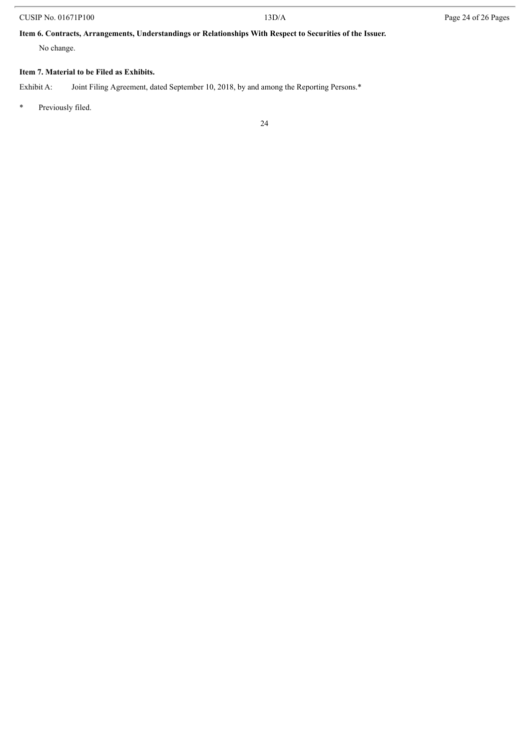**Item 6. Contracts, Arrangements, Understandings or Relationships With Respect to Securities of the Issuer.**

No change.

**Item 7. Material to be Filed as Exhibits.**

Exhibit A: Joint Filing Agreement, dated September 10, 2018, by and among the Reporting Persons.*

\* Previously filed.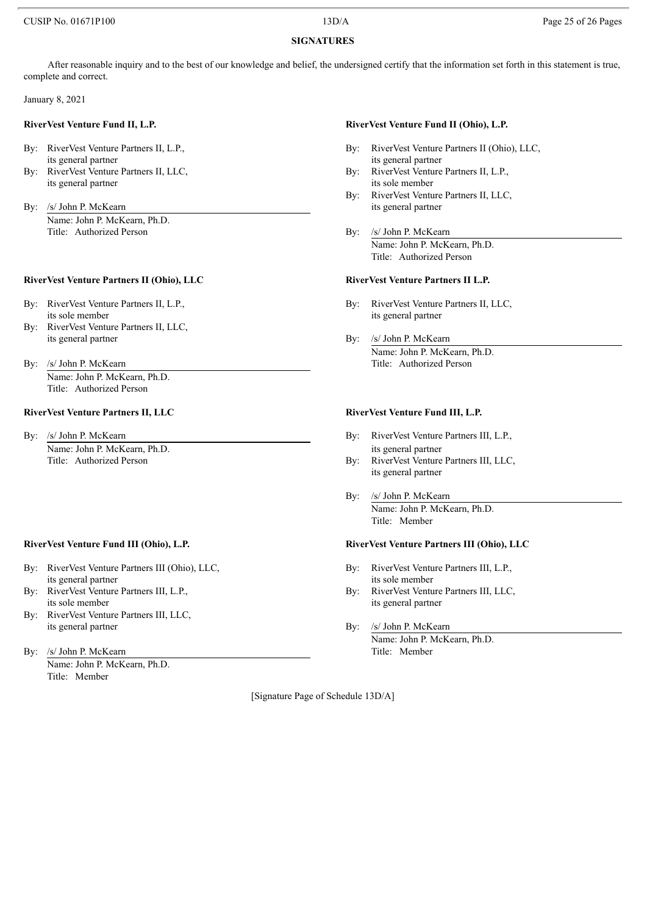## SIGNATURES

After reasonable inquiry and to the best of our knowledge and belief, the undersigned certify that the information set forth in this statement is true, complete and correct.

January 8, 2021

**RiverVest Venture Fund II, L.P.**

By: RiverVest Venture Partners II, L.P.,
its general partner
By: RiverVest Venture Partners II, LLC,
its general partner

By: /s/ John P. McKearn
Name: John P. McKearn, Ph.D.
Title: Authorized Person

**RiverVest Venture Fund II (Ohio), L.P.**

By: RiverVest Venture Partners II (Ohio), LLC,
its general partner
By: RiverVest Venture Partners II, L.P.,
its sole member
By: RiverVest Venture Partners II, LLC,
its general partner

By: /s/ John P. McKearn
Name: John P. McKearn, Ph.D.
Title: Authorized Person

**RiverVest Venture Partners II (Ohio), LLC**

By: RiverVest Venture Partners II, L.P.,
its sole member
By: RiverVest Venture Partners II, LLC,
its general partner

By: /s/ John P. McKearn
Name: John P. McKearn, Ph.D.
Title: Authorized Person

**RiverVest Venture Partners II L.P.**

By: RiverVest Venture Partners II, LLC,
its general partner

By: /s/ John P. McKearn
Name: John P. McKearn, Ph.D.
Title: Authorized Person

**RiverVest Venture Partners II, LLC**

By: /s/ John P. McKearn
Name: John P. McKearn, Ph.D.
Title: Authorized Person

**RiverVest Venture Fund III, L.P.**

By: RiverVest Venture Partners III, L.P.,
its general partner
By: RiverVest Venture Partners III, LLC,
its general partner

By: /s/ John P. McKearn
Name: John P. McKearn, Ph.D.
Title: Member

**RiverVest Venture Fund III (Ohio), L.P.**

By: RiverVest Venture Partners III (Ohio), LLC,
its general partner
By: RiverVest Venture Partners III, L.P.,
its sole member
By: RiverVest Venture Partners III, LLC,
its general partner

By: /s/ John P. McKearn
Name: John P. McKearn, Ph.D.
Title: Member

**RiverVest Venture Partners III (Ohio), LLC**

By: RiverVest Venture Partners III, L.P.,
its sole member
By: RiverVest Venture Partners III, LLC,
its general partner

By: /s/ John P. McKearn
Name: John P. McKearn, Ph.D.
Title: Member

[Signature Page of Schedule 13D/A]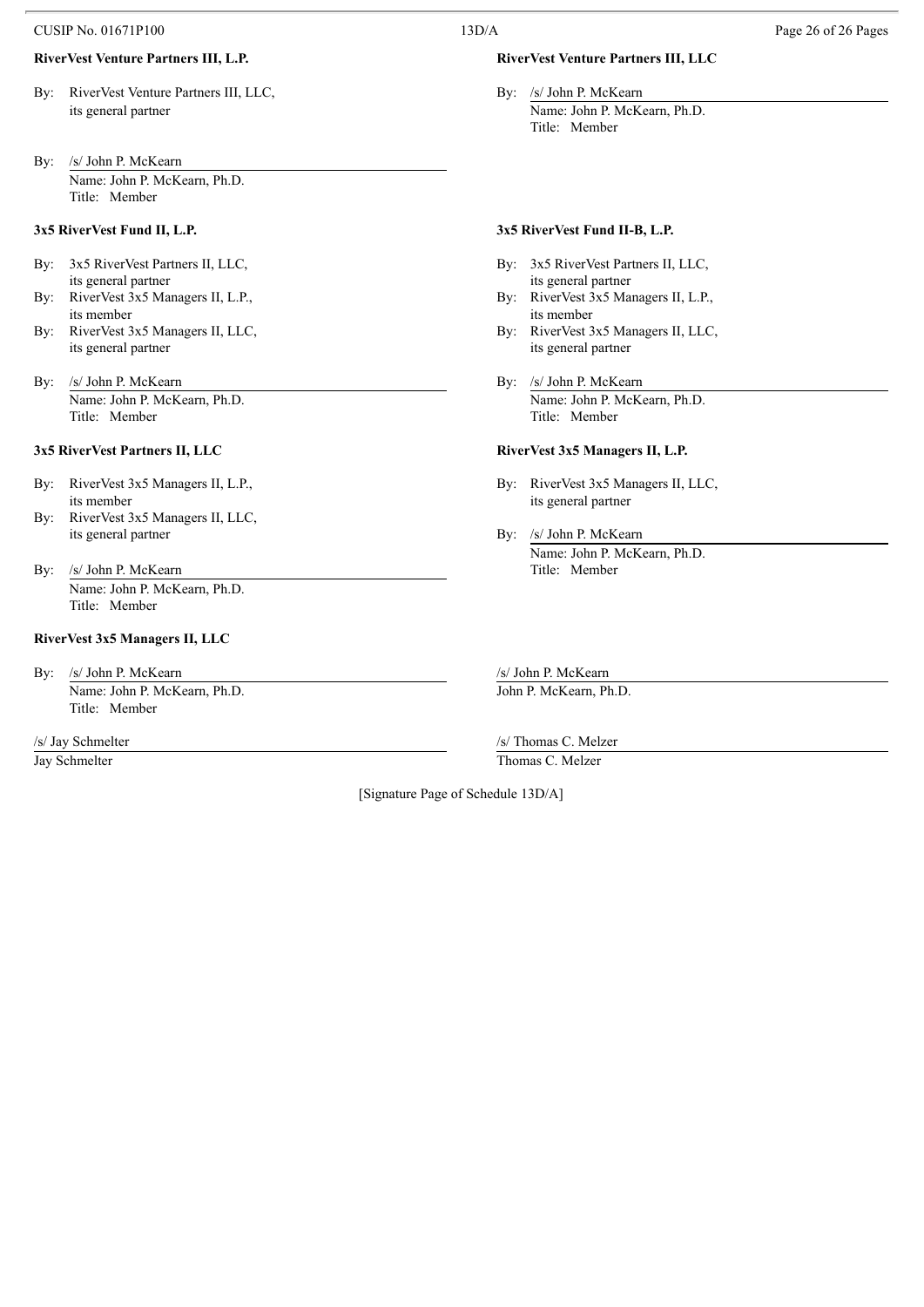**RiverVest Venture Partners III, L.P.**

By: RiverVest Venture Partners III, LLC,
its general partner

By: /s/ John P. McKearn
Name: John P. McKearn, Ph.D.
Title: Member

**RiverVest Venture Partners III, LLC**

By: /s/ John P. McKearn
Name: John P. McKearn, Ph.D.
Title: Member

**3x5 RiverVest Fund II, L.P.**

By: 3x5 RiverVest Partners II, LLC,
its general partner
By: RiverVest 3x5 Managers II, L.P.,
its member
By: RiverVest 3x5 Managers II, LLC,
its general partner

By: /s/ John P. McKearn
Name: John P. McKearn, Ph.D.
Title: Member

**3x5 RiverVest Fund II-B, L.P.**

By: 3x5 RiverVest Partners II, LLC,
its general partner
By: RiverVest 3x5 Managers II, L.P.,
its member
By: RiverVest 3x5 Managers II, LLC,
its general partner

By: /s/ John P. McKearn
Name: John P. McKearn, Ph.D.
Title: Member

**3x5 RiverVest Partners II, LLC**

By: RiverVest 3x5 Managers II, L.P.,
its member
By: RiverVest 3x5 Managers II, LLC,
its general partner

By: /s/ John P. McKearn
Name: John P. McKearn, Ph.D.
Title: Member

**RiverVest 3x5 Managers II, L.P.**

By: RiverVest 3x5 Managers II, LLC,
its general partner

By: /s/ John P. McKearn
Name: John P. McKearn, Ph.D.
Title: Member

**RiverVest 3x5 Managers II, LLC**

By: /s/ John P. McKearn
Name: John P. McKearn, Ph.D.
Title: Member

/s/ John P. McKearn
John P. McKearn, Ph.D.

/s/ Jay Schmelter
Jay Schmelter

/s/ Thomas C. Melzer
Thomas C. Melzer

[Signature Page of Schedule 13D/A]